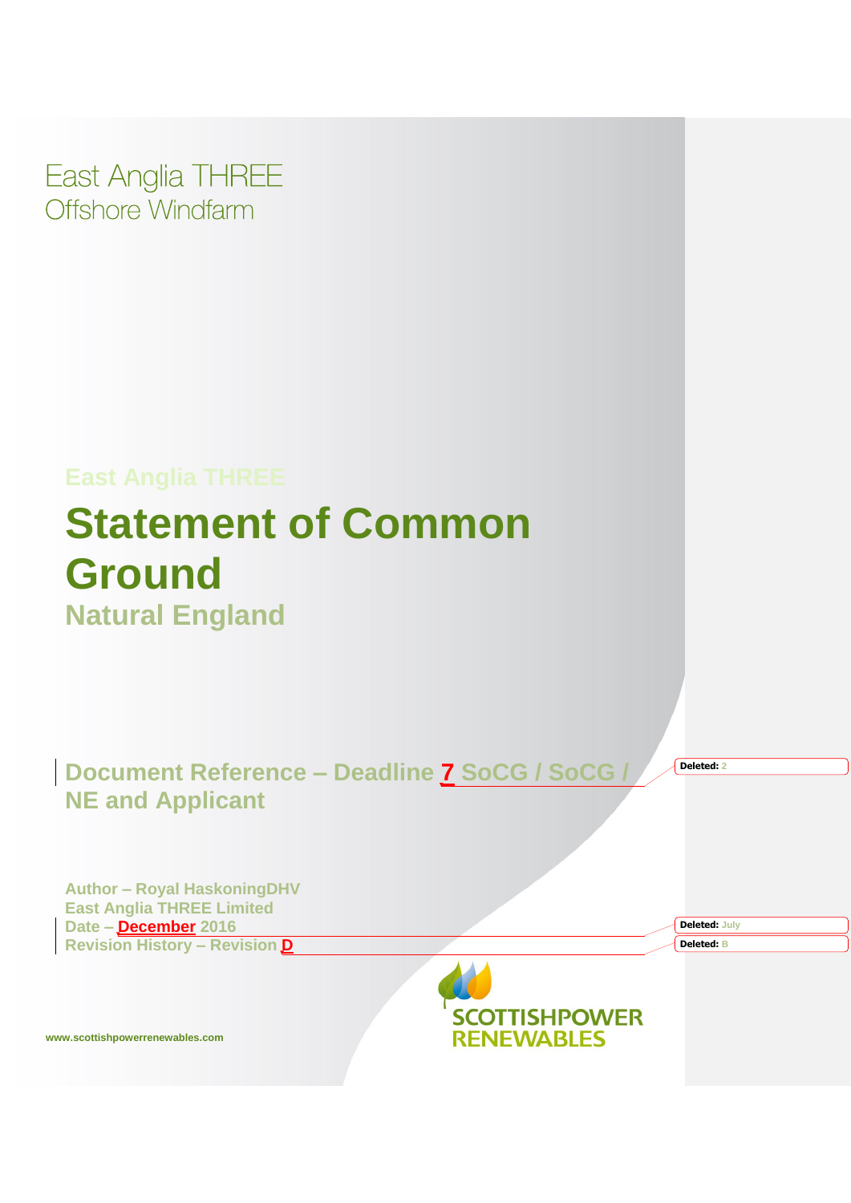East Anglia THREE
Offshore Windfarm

East Anglia THREE

# Statement of Common Ground

## Natural England

**Document Reference – Deadline 7 SoCG / SoCG / NE and Applicant**

Deleted: 2

**Author – Royal HaskoningDHV**
**East Anglia THREE Limited**
**Date – December 2016**
**Revision History – Revision D**

Deleted: July

Deleted: B

SCOTTISHPOWER RENEWABLES

www.scottishpowerrenewables.com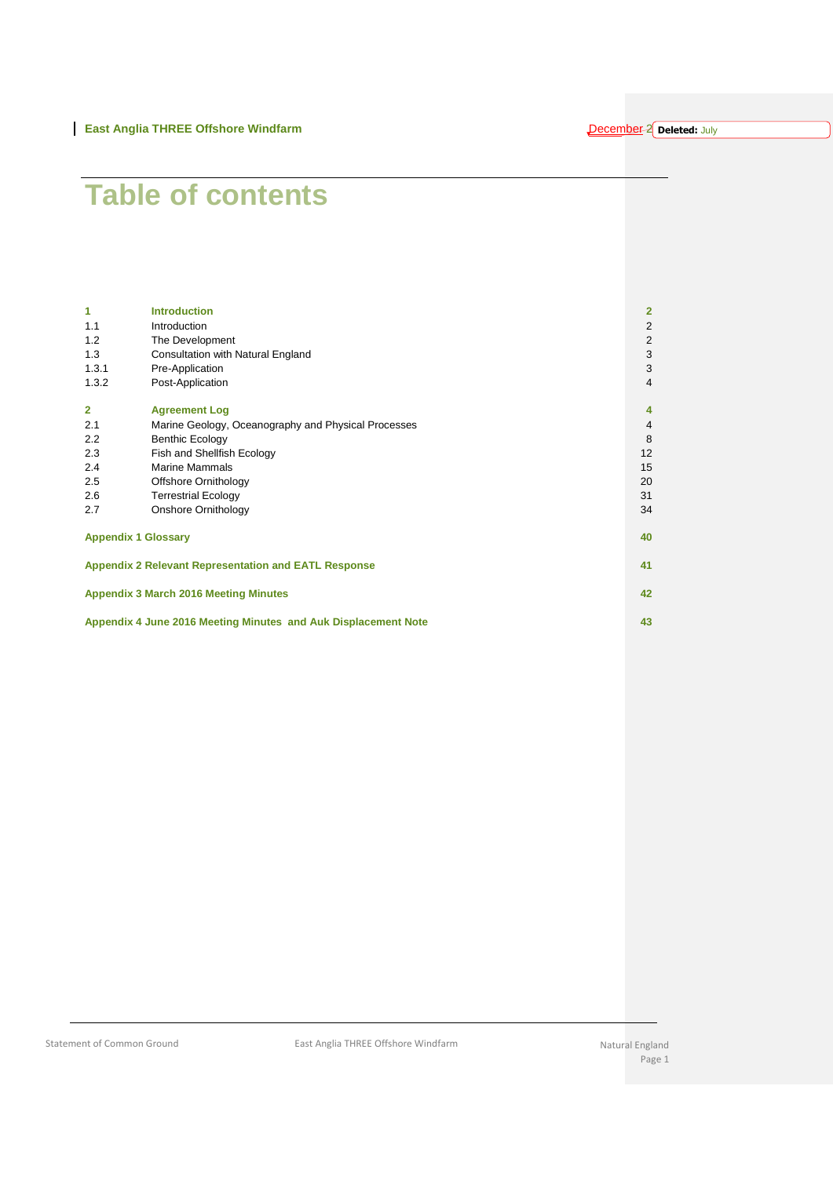# Table of contents

| | | |
|---|---|---|
| **1** | **Introduction** | **2** |
| 1.1 | Introduction | 2 |
| 1.2 | The Development | 2 |
| 1.3 | Consultation with Natural England | 3 |
| 1.3.1 | Pre-Application | 3 |
| 1.3.2 | Post-Application | 4 |
| **2** | **Agreement Log** | **4** |
| 2.1 | Marine Geology, Oceanography and Physical Processes | 4 |
| 2.2 | Benthic Ecology | 8 |
| 2.3 | Fish and Shellfish Ecology | 12 |
| 2.4 | Marine Mammals | 15 |
| 2.5 | Offshore Ornithology | 20 |
| 2.6 | Terrestrial Ecology | 31 |
| 2.7 | Onshore Ornithology | 34 |
| **Appendix 1 Glossary** | | **40** |
| **Appendix 2 Relevant Representation and EATL Response** | | **41** |
| **Appendix 3 March 2016 Meeting Minutes** | | **42** |
| **Appendix 4 June 2016 Meeting Minutes and Auk Displacement Note** | | **43** |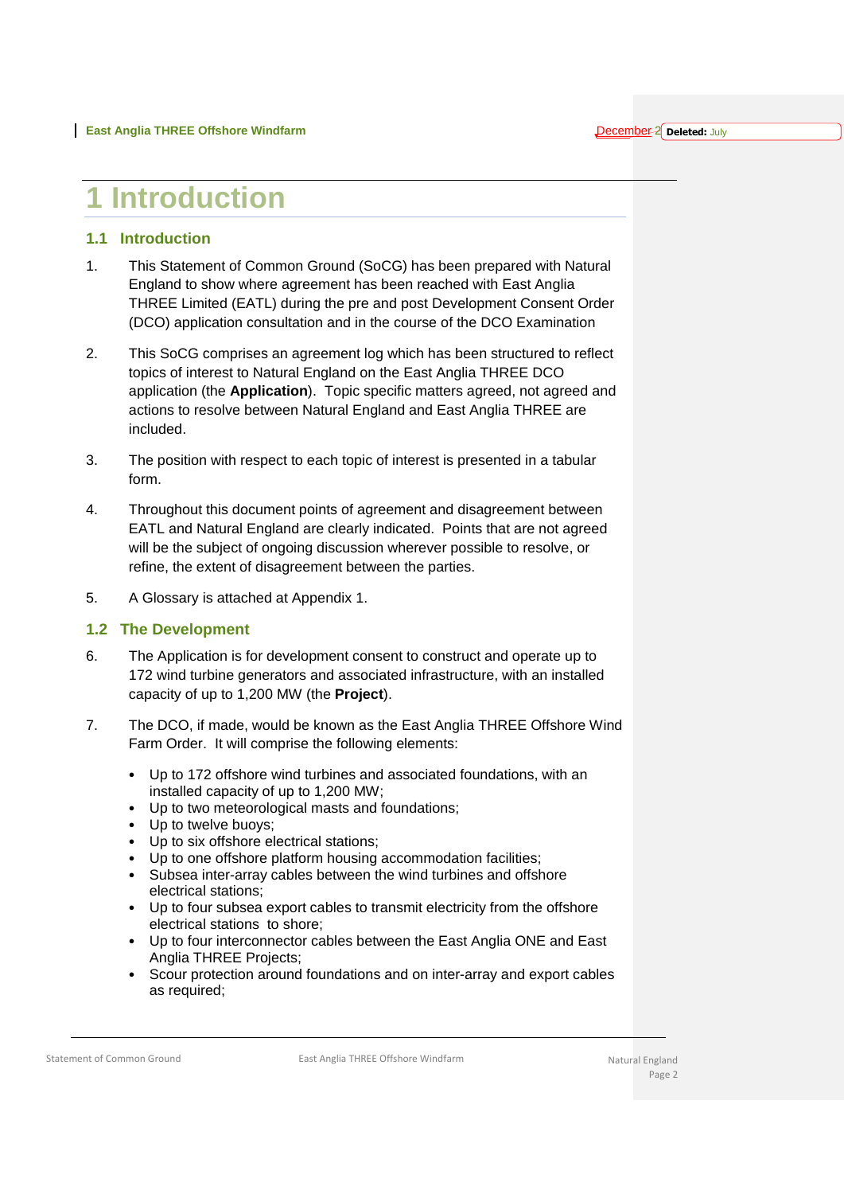# 1 Introduction

## 1.1 Introduction

1. This Statement of Common Ground (SoCG) has been prepared with Natural England to show where agreement has been reached with East Anglia THREE Limited (EATL) during the pre and post Development Consent Order (DCO) application consultation and in the course of the DCO Examination

2. This SoCG comprises an agreement log which has been structured to reflect topics of interest to Natural England on the East Anglia THREE DCO application (the **Application**). Topic specific matters agreed, not agreed and actions to resolve between Natural England and East Anglia THREE are included.

3. The position with respect to each topic of interest is presented in a tabular form.

4. Throughout this document points of agreement and disagreement between EATL and Natural England are clearly indicated. Points that are not agreed will be the subject of ongoing discussion wherever possible to resolve, or refine, the extent of disagreement between the parties.

5. A Glossary is attached at Appendix 1.

## 1.2 The Development

6. The Application is for development consent to construct and operate up to 172 wind turbine generators and associated infrastructure, with an installed capacity of up to 1,200 MW (the **Project**).

7. The DCO, if made, would be known as the East Anglia THREE Offshore Wind Farm Order. It will comprise the following elements:

   - Up to 172 offshore wind turbines and associated foundations, with an installed capacity of up to 1,200 MW;
   - Up to two meteorological masts and foundations;
   - Up to twelve buoys;
   - Up to six offshore electrical stations;
   - Up to one offshore platform housing accommodation facilities;
   - Subsea inter-array cables between the wind turbines and offshore electrical stations;
   - Up to four subsea export cables to transmit electricity from the offshore electrical stations to shore;
   - Up to four interconnector cables between the East Anglia ONE and East Anglia THREE Projects;
   - Scour protection around foundations and on inter-array and export cables as required;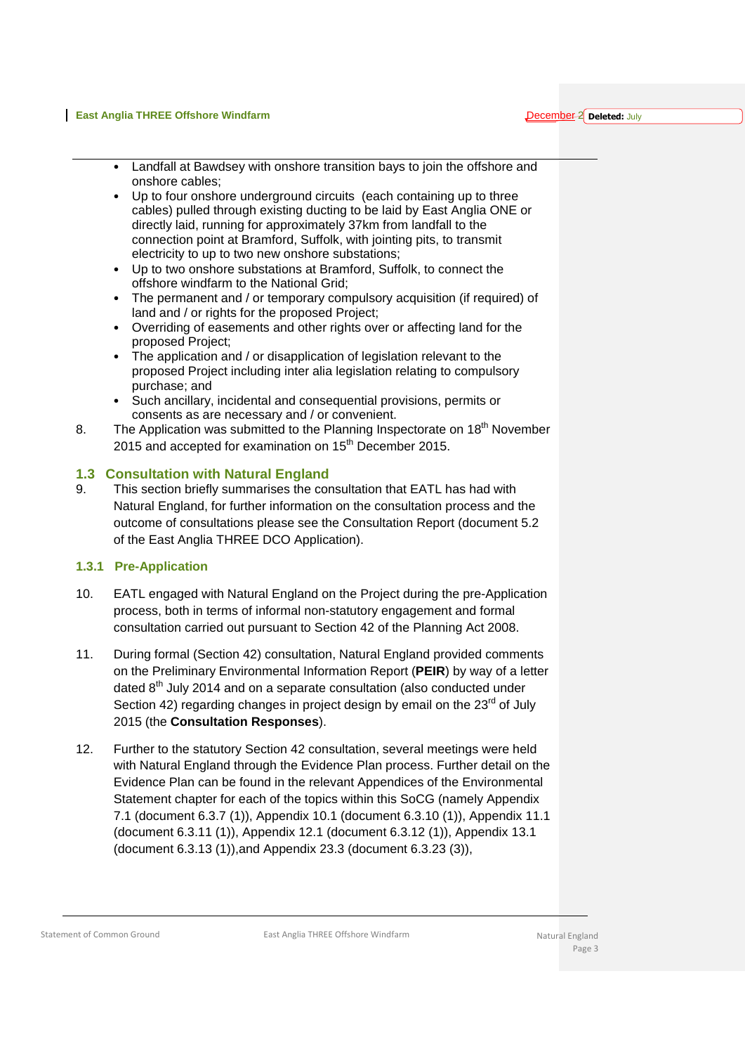- Landfall at Bawdsey with onshore transition bays to join the offshore and onshore cables;
- Up to four onshore underground circuits (each containing up to three cables) pulled through existing ducting to be laid by East Anglia ONE or directly laid, running for approximately 37km from landfall to the connection point at Bramford, Suffolk, with jointing pits, to transmit electricity to up to two new onshore substations;
- Up to two onshore substations at Bramford, Suffolk, to connect the offshore windfarm to the National Grid;
- The permanent and / or temporary compulsory acquisition (if required) of land and / or rights for the proposed Project;
- Overriding of easements and other rights over or affecting land for the proposed Project;
- The application and / or disapplication of legislation relevant to the proposed Project including inter alia legislation relating to compulsory purchase; and
- Such ancillary, incidental and consequential provisions, permits or consents as are necessary and / or convenient.

8. The Application was submitted to the Planning Inspectorate on 18th November 2015 and accepted for examination on 15th December 2015.

## 1.3 Consultation with Natural England

9. This section briefly summarises the consultation that EATL has had with Natural England, for further information on the consultation process and the outcome of consultations please see the Consultation Report (document 5.2 of the East Anglia THREE DCO Application).

### 1.3.1 Pre-Application

10. EATL engaged with Natural England on the Project during the pre-Application process, both in terms of informal non-statutory engagement and formal consultation carried out pursuant to Section 42 of the Planning Act 2008.

11. During formal (Section 42) consultation, Natural England provided comments on the Preliminary Environmental Information Report (**PEIR**) by way of a letter dated 8th July 2014 and on a separate consultation (also conducted under Section 42) regarding changes in project design by email on the 23rd of July 2015 (the **Consultation Responses**).

12. Further to the statutory Section 42 consultation, several meetings were held with Natural England through the Evidence Plan process. Further detail on the Evidence Plan can be found in the relevant Appendices of the Environmental Statement chapter for each of the topics within this SoCG (namely Appendix 7.1 (document 6.3.7 (1)), Appendix 10.1 (document 6.3.10 (1)), Appendix 11.1 (document 6.3.11 (1)), Appendix 12.1 (document 6.3.12 (1)), Appendix 13.1 (document 6.3.13 (1)),and Appendix 23.3 (document 6.3.23 (3)),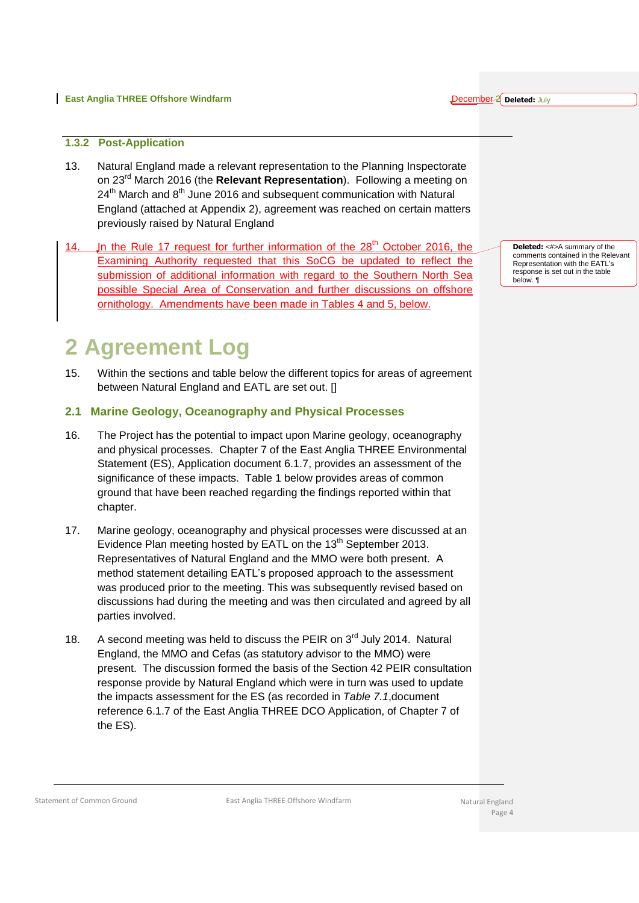### 1.3.2 Post-Application

13. Natural England made a relevant representation to the Planning Inspectorate on 23rd March 2016 (the **Relevant Representation**). Following a meeting on 24th March and 8th June 2016 and subsequent communication with Natural England (attached at Appendix 2), agreement was reached on certain matters previously raised by Natural England

14. In the Rule 17 request for further information of the 28th October 2016, the Examining Authority requested that this SoCG be updated to reflect the submission of additional information with regard to the Southern North Sea possible Special Area of Conservation and further discussions on offshore ornithology. Amendments have been made in Tables 4 and 5, below.

# 2 Agreement Log

15. Within the sections and table below the different topics for areas of agreement between Natural England and EATL are set out. []

## 2.1 Marine Geology, Oceanography and Physical Processes

16. The Project has the potential to impact upon Marine geology, oceanography and physical processes. Chapter 7 of the East Anglia THREE Environmental Statement (ES), Application document 6.1.7, provides an assessment of the significance of these impacts. Table 1 below provides areas of common ground that have been reached regarding the findings reported within that chapter.

17. Marine geology, oceanography and physical processes were discussed at an Evidence Plan meeting hosted by EATL on the 13th September 2013. Representatives of Natural England and the MMO were both present. A method statement detailing EATL's proposed approach to the assessment was produced prior to the meeting. This was subsequently revised based on discussions had during the meeting and was then circulated and agreed by all parties involved.

18. A second meeting was held to discuss the PEIR on 3rd July 2014. Natural England, the MMO and Cefas (as statutory advisor to the MMO) were present. The discussion formed the basis of the Section 42 PEIR consultation response provide by Natural England which were in turn was used to update the impacts assessment for the ES (as recorded in *Table 7.1*,document reference 6.1.7 of the East Anglia THREE DCO Application, of Chapter 7 of the ES).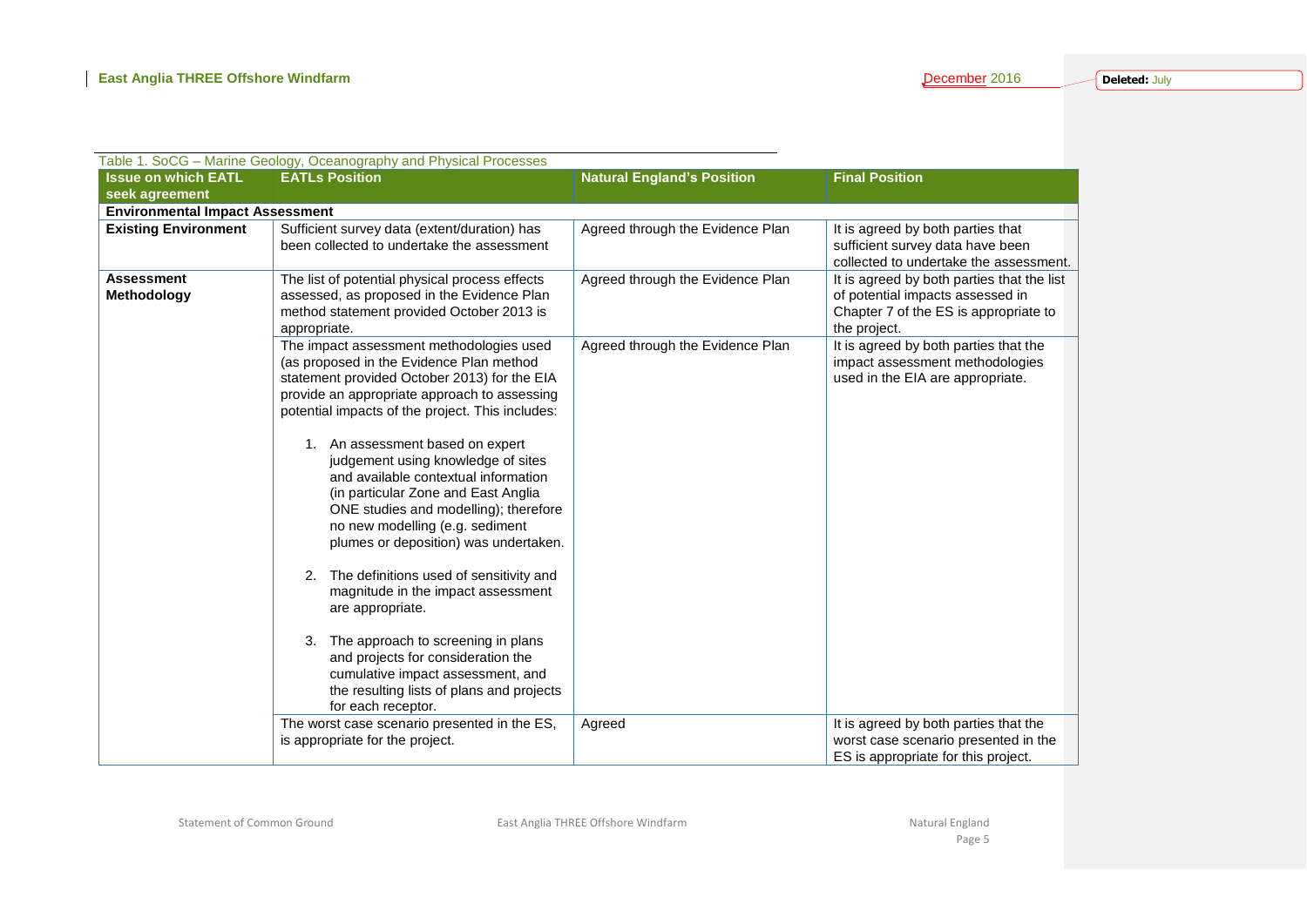Table 1. SoCG – Marine Geology, Oceanography and Physical Processes

| Issue on which EATL seek agreement | EATLs Position | Natural England's Position | Final Position |
|---|---|---|---|
| **Environmental Impact Assessment** | | | |
| **Existing Environment** | Sufficient survey data (extent/duration) has been collected to undertake the assessment | Agreed through the Evidence Plan | It is agreed by both parties that sufficient survey data have been collected to undertake the assessment. |
| **Assessment Methodology** | The list of potential physical process effects assessed, as proposed in the Evidence Plan method statement provided October 2013 is appropriate. | Agreed through the Evidence Plan | It is agreed by both parties that the list of potential impacts assessed in Chapter 7 of the ES is appropriate to the project. |
| | The impact assessment methodologies used (as proposed in the Evidence Plan method statement provided October 2013) for the EIA provide an appropriate approach to assessing potential impacts of the project. This includes:<br><br>1. An assessment based on expert judgement using knowledge of sites and available contextual information (in particular Zone and East Anglia ONE studies and modelling); therefore no new modelling (e.g. sediment plumes or deposition) was undertaken.<br><br>2. The definitions used of sensitivity and magnitude in the impact assessment are appropriate.<br><br>3. The approach to screening in plans and projects for consideration the cumulative impact assessment, and the resulting lists of plans and projects for each receptor. | Agreed through the Evidence Plan | It is agreed by both parties that the impact assessment methodologies used in the EIA are appropriate. |
| | The worst case scenario presented in the ES, is appropriate for the project. | Agreed | It is agreed by both parties that the worst case scenario presented in the ES is appropriate for this project. |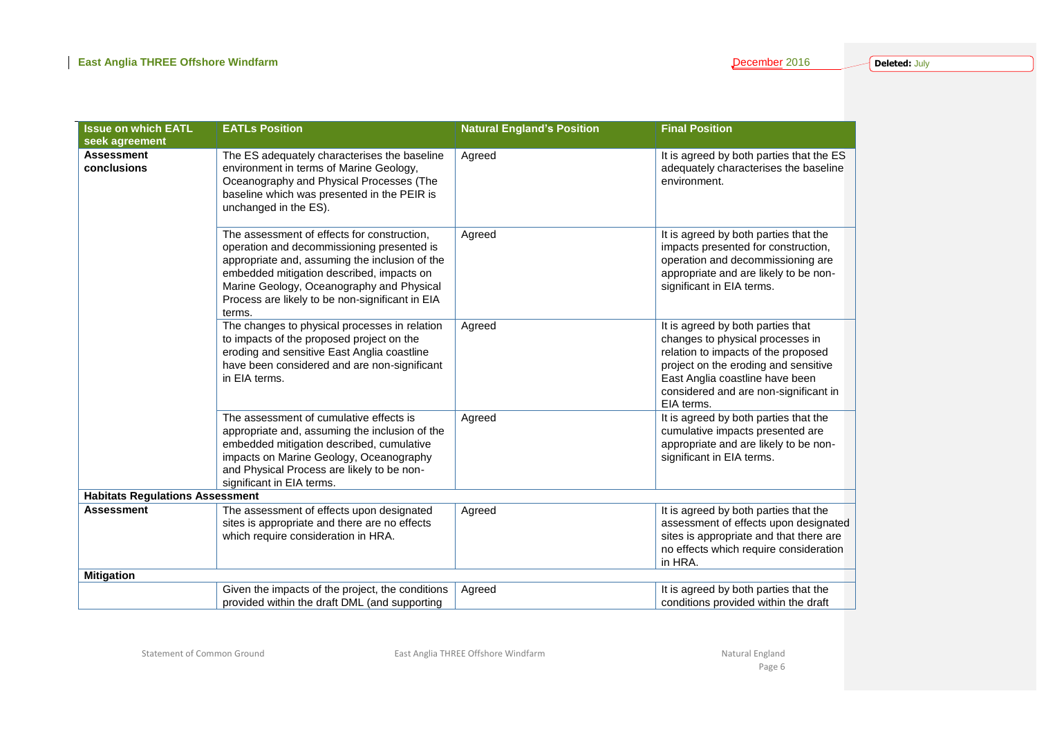| Issue on which EATL seek agreement | EATLs Position | Natural England's Position | Final Position |
|---|---|---|---|
| **Assessment conclusions** | The ES adequately characterises the baseline environment in terms of Marine Geology, Oceanography and Physical Processes (The baseline which was presented in the PEIR is unchanged in the ES). | Agreed | It is agreed by both parties that the ES adequately characterises the baseline environment. |
| | The assessment of effects for construction, operation and decommissioning presented is appropriate and, assuming the inclusion of the embedded mitigation described, impacts on Marine Geology, Oceanography and Physical Process are likely to be non-significant in EIA terms. | Agreed | It is agreed by both parties that the impacts presented for construction, operation and decommissioning are appropriate and are likely to be non-significant in EIA terms. |
| | The changes to physical processes in relation to impacts of the proposed project on the eroding and sensitive East Anglia coastline have been considered and are non-significant in EIA terms. | Agreed | It is agreed by both parties that changes to physical processes in relation to impacts of the proposed project on the eroding and sensitive East Anglia coastline have been considered and are non-significant in EIA terms. |
| | The assessment of cumulative effects is appropriate and, assuming the inclusion of the embedded mitigation described, cumulative impacts on Marine Geology, Oceanography and Physical Process are likely to be non-significant in EIA terms. | Agreed | It is agreed by both parties that the cumulative impacts presented are appropriate and are likely to be non-significant in EIA terms. |
| **Habitats Regulations Assessment** | | | |
| **Assessment** | The assessment of effects upon designated sites is appropriate and there are no effects which require consideration in HRA. | Agreed | It is agreed by both parties that the assessment of effects upon designated sites is appropriate and that there are no effects which require consideration in HRA. |
| **Mitigation** | | | |
| | Given the impacts of the project, the conditions provided within the draft DML (and supporting | Agreed | It is agreed by both parties that the conditions provided within the draft |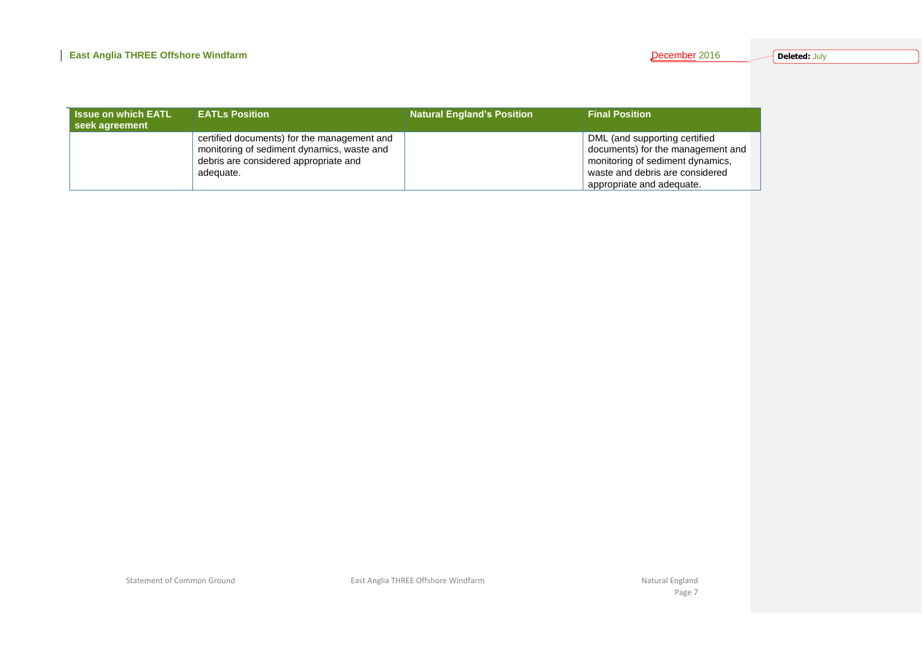| Issue on which EATL seek agreement | EATLs Position | Natural England's Position | Final Position |
|---|---|---|---|
| | certified documents) for the management and monitoring of sediment dynamics, waste and debris are considered appropriate and adequate. | | DML (and supporting certified documents) for the management and monitoring of sediment dynamics, waste and debris are considered appropriate and adequate. |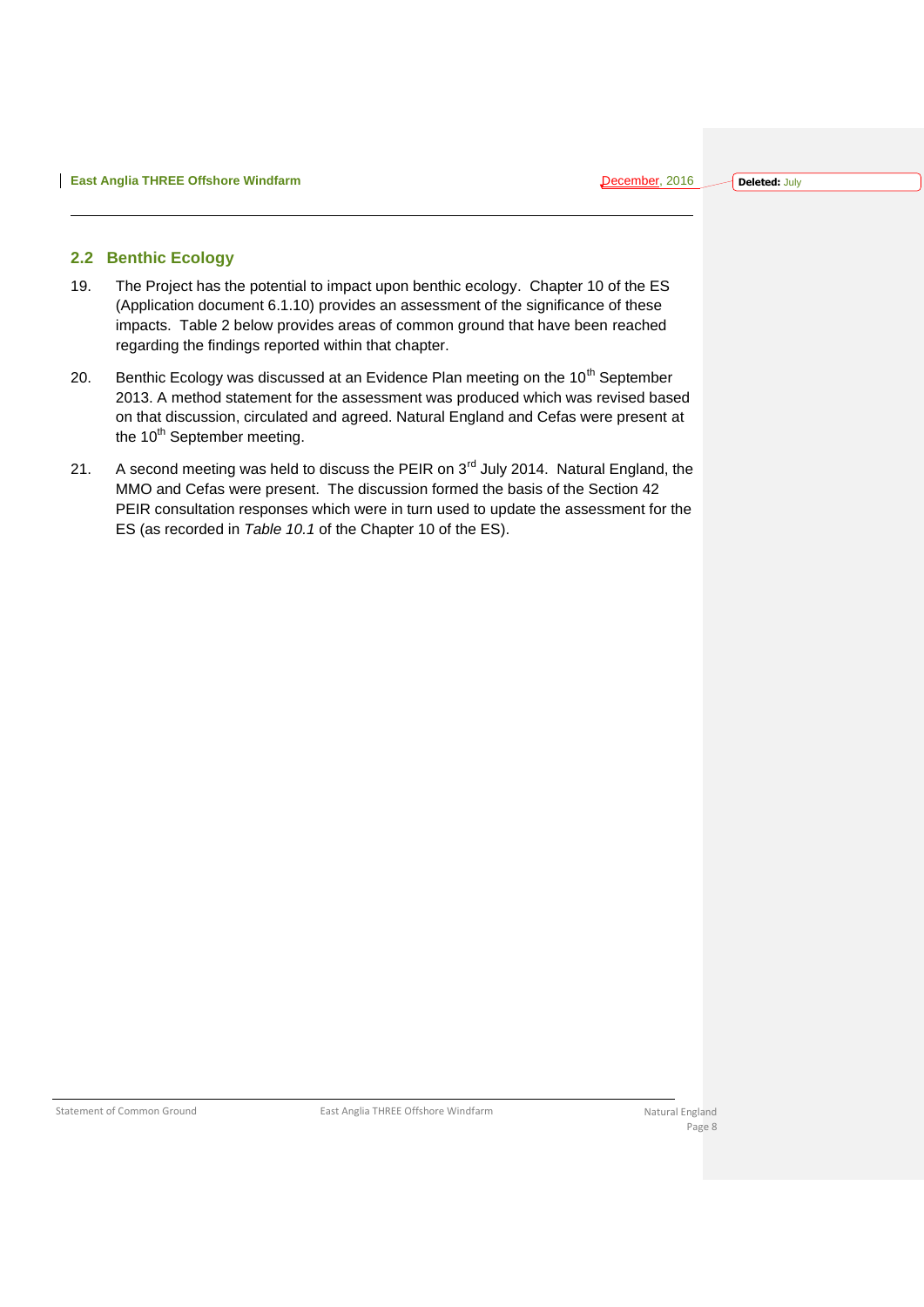## 2.2 Benthic Ecology

19. The Project has the potential to impact upon benthic ecology. Chapter 10 of the ES (Application document 6.1.10) provides an assessment of the significance of these impacts. Table 2 below provides areas of common ground that have been reached regarding the findings reported within that chapter.

20. Benthic Ecology was discussed at an Evidence Plan meeting on the 10th September 2013. A method statement for the assessment was produced which was revised based on that discussion, circulated and agreed. Natural England and Cefas were present at the 10th September meeting.

21. A second meeting was held to discuss the PEIR on 3rd July 2014. Natural England, the MMO and Cefas were present. The discussion formed the basis of the Section 42 PEIR consultation responses which were in turn used to update the assessment for the ES (as recorded in *Table 10.1* of the Chapter 10 of the ES).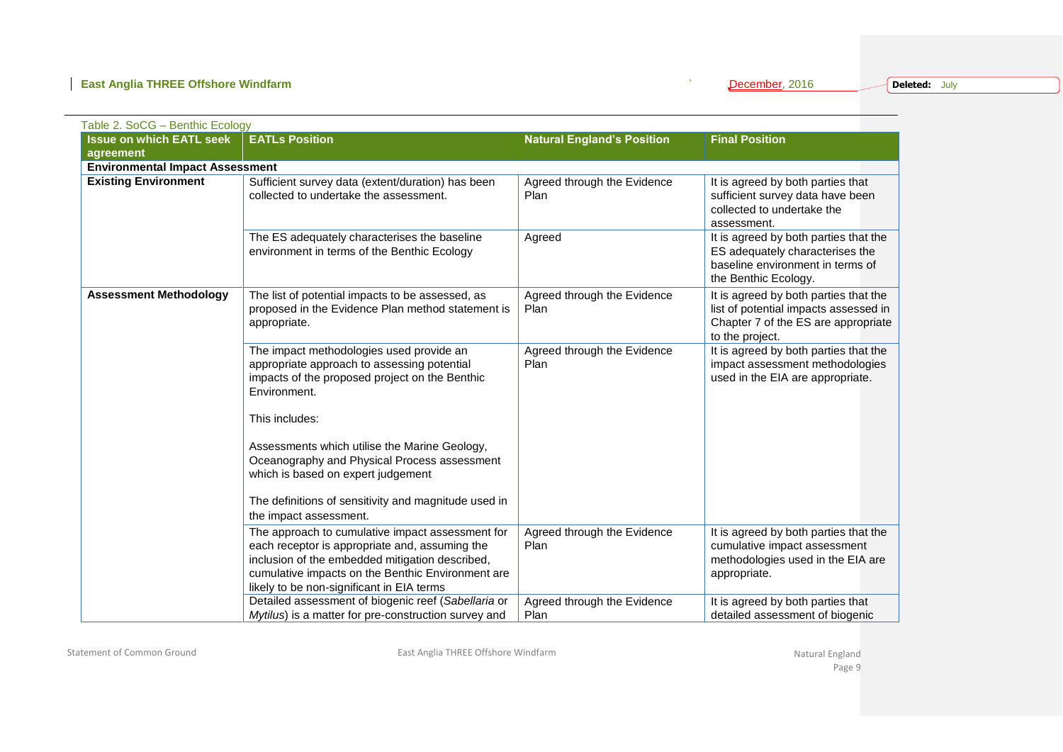Table 2. SoCG – Benthic Ecology

| Issue on which EATL seek agreement | EATLs Position | Natural England's Position | Final Position |
|---|---|---|---|
| **Environmental Impact Assessment** | | | |
| **Existing Environment** | Sufficient survey data (extent/duration) has been collected to undertake the assessment. | Agreed through the Evidence Plan | It is agreed by both parties that sufficient survey data have been collected to undertake the assessment. |
| | The ES adequately characterises the baseline environment in terms of the Benthic Ecology | Agreed | It is agreed by both parties that the ES adequately characterises the baseline environment in terms of the Benthic Ecology. |
| **Assessment Methodology** | The list of potential impacts to be assessed, as proposed in the Evidence Plan method statement is appropriate. | Agreed through the Evidence Plan | It is agreed by both parties that the list of potential impacts assessed in Chapter 7 of the ES are appropriate to the project. |
| | The impact methodologies used provide an appropriate approach to assessing potential impacts of the proposed project on the Benthic Environment.<br><br>This includes:<br><br>Assessments which utilise the Marine Geology, Oceanography and Physical Process assessment which is based on expert judgement<br><br>The definitions of sensitivity and magnitude used in the impact assessment. | Agreed through the Evidence Plan | It is agreed by both parties that the impact assessment methodologies used in the EIA are appropriate. |
| | The approach to cumulative impact assessment for each receptor is appropriate and, assuming the inclusion of the embedded mitigation described, cumulative impacts on the Benthic Environment are likely to be non-significant in EIA terms | Agreed through the Evidence Plan | It is agreed by both parties that the cumulative impact assessment methodologies used in the EIA are appropriate. |
| | Detailed assessment of biogenic reef (*Sabellaria* or *Mytilus*) is a matter for pre-construction survey and | Agreed through the Evidence Plan | It is agreed by both parties that detailed assessment of biogenic |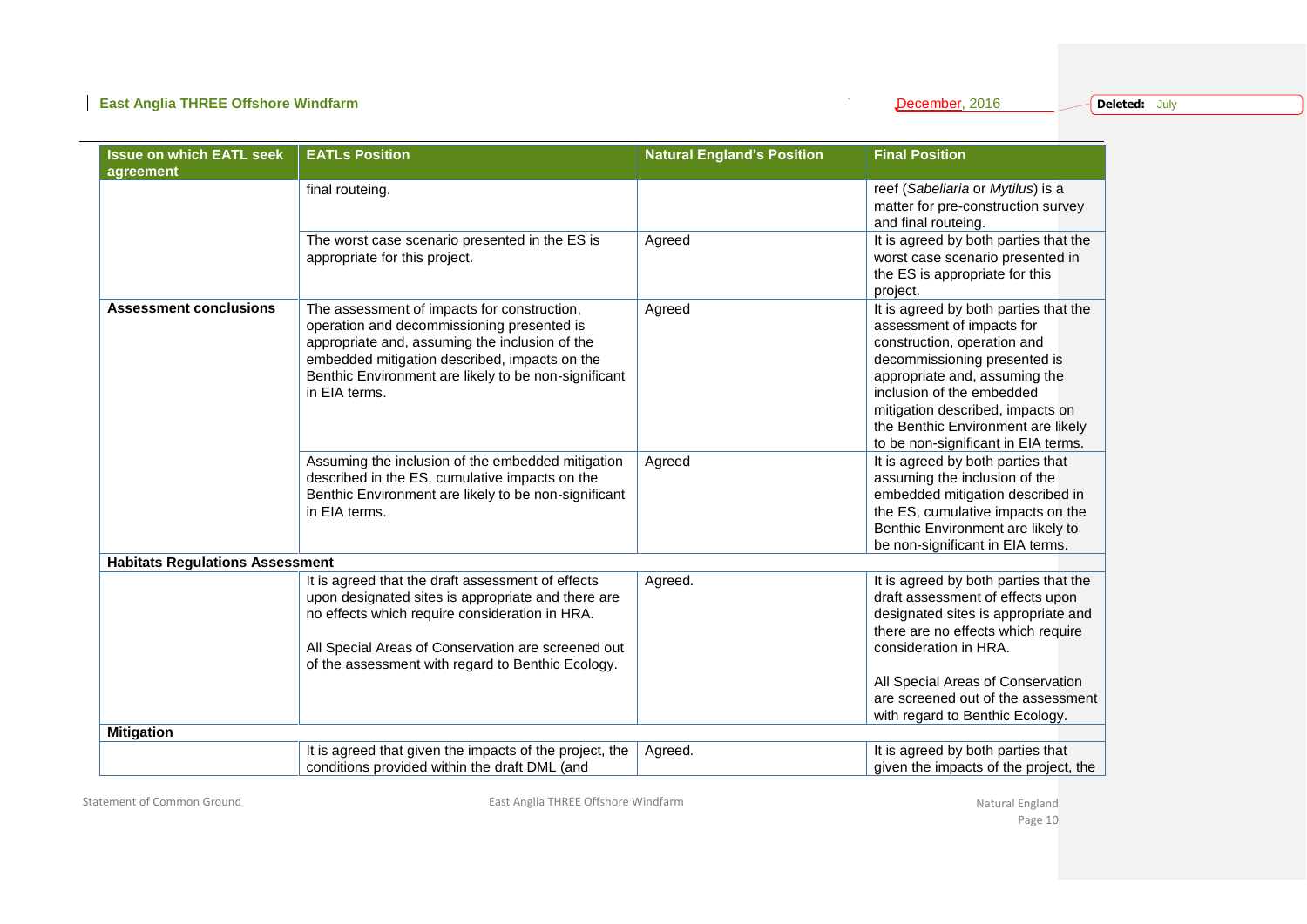| Issue on which EATL seek agreement | EATLs Position | Natural England's Position | Final Position |
|---|---|---|---|
| | final routeing. | | reef (*Sabellaria* or *Mytilus*) is a matter for pre-construction survey and final routeing. |
| | The worst case scenario presented in the ES is appropriate for this project. | Agreed | It is agreed by both parties that the worst case scenario presented in the ES is appropriate for this project. |
| **Assessment conclusions** | The assessment of impacts for construction, operation and decommissioning presented is appropriate and, assuming the inclusion of the embedded mitigation described, impacts on the Benthic Environment are likely to be non-significant in EIA terms. | Agreed | It is agreed by both parties that the assessment of impacts for construction, operation and decommissioning presented is appropriate and, assuming the inclusion of the embedded mitigation described, impacts on the Benthic Environment are likely to be non-significant in EIA terms. |
| | Assuming the inclusion of the embedded mitigation described in the ES, cumulative impacts on the Benthic Environment are likely to be non-significant in EIA terms. | Agreed | It is agreed by both parties that assuming the inclusion of the embedded mitigation described in the ES, cumulative impacts on the Benthic Environment are likely to be non-significant in EIA terms. |
| **Habitats Regulations Assessment** | | | |
| | It is agreed that the draft assessment of effects upon designated sites is appropriate and there are no effects which require consideration in HRA.<br><br>All Special Areas of Conservation are screened out of the assessment with regard to Benthic Ecology. | Agreed. | It is agreed by both parties that the draft assessment of effects upon designated sites is appropriate and there are no effects which require consideration in HRA.<br><br>All Special Areas of Conservation are screened out of the assessment with regard to Benthic Ecology. |
| **Mitigation** | | | |
| | It is agreed that given the impacts of the project, the conditions provided within the draft DML (and | Agreed. | It is agreed by both parties that given the impacts of the project, the |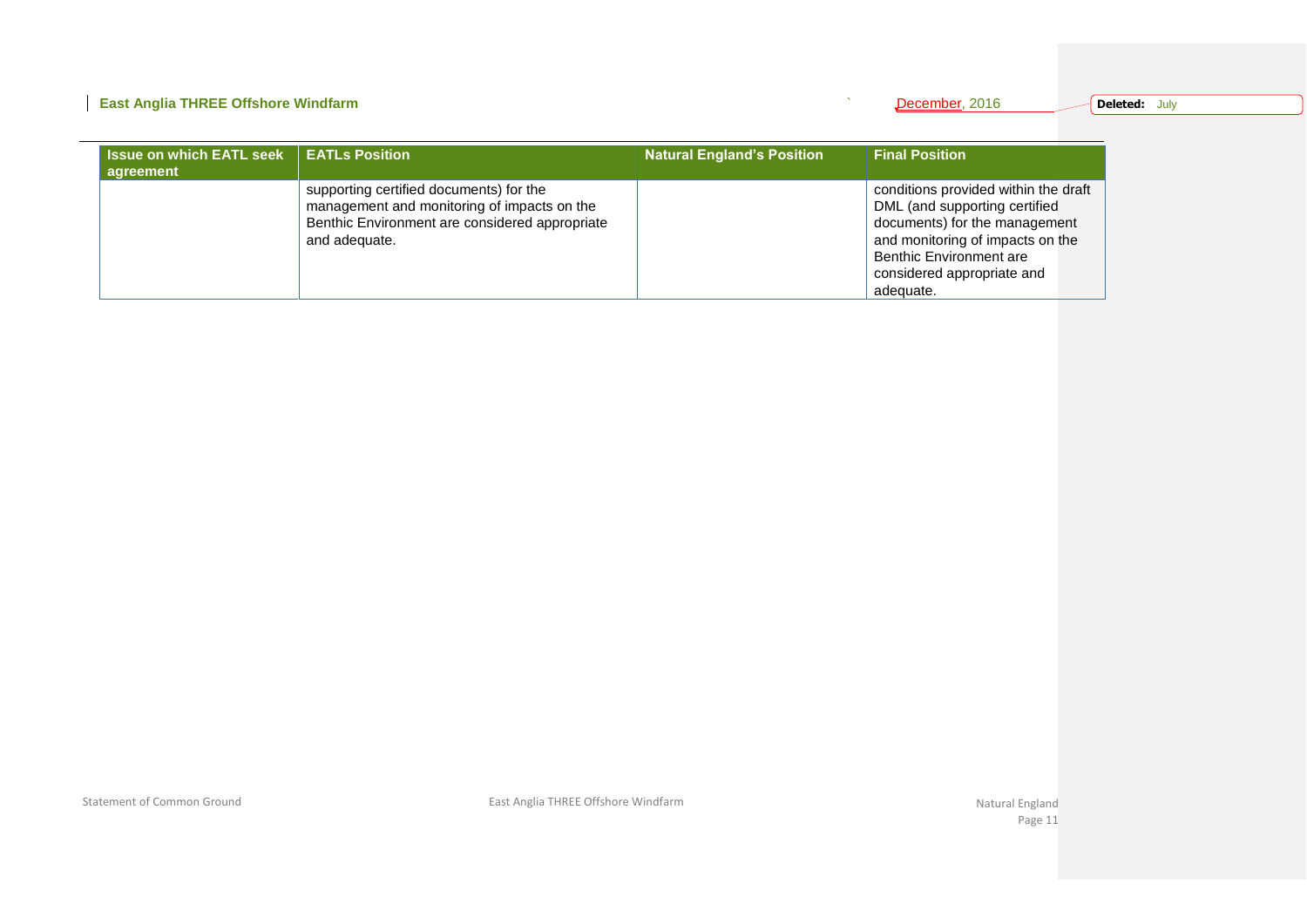| Issue on which EATL seek agreement | EATLs Position | Natural England's Position | Final Position |
| --- | --- | --- | --- |
| | supporting certified documents) for the management and monitoring of impacts on the Benthic Environment are considered appropriate and adequate. | | conditions provided within the draft DML (and supporting certified documents) for the management and monitoring of impacts on the Benthic Environment are considered appropriate and adequate. |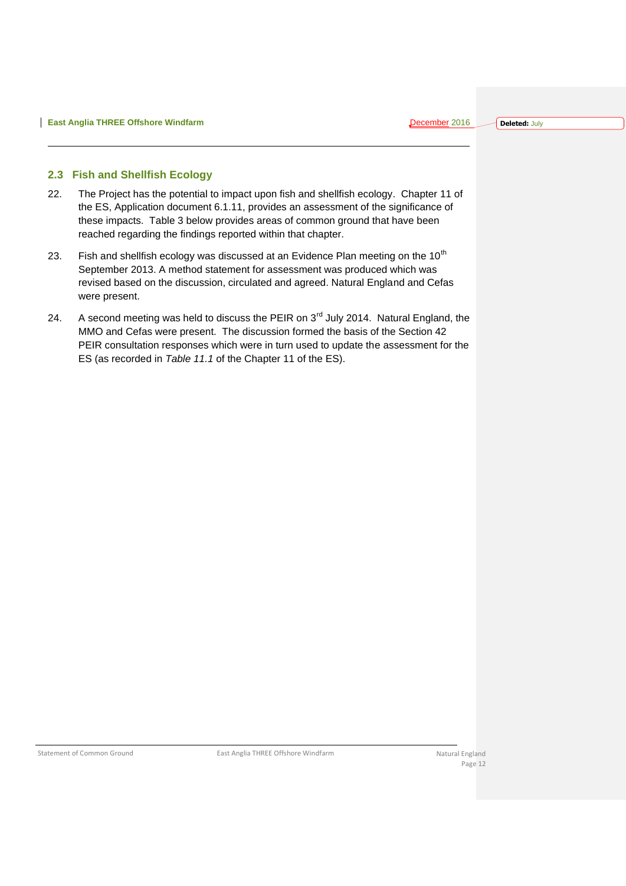## 2.3 Fish and Shellfish Ecology

22. The Project has the potential to impact upon fish and shellfish ecology. Chapter 11 of the ES, Application document 6.1.11, provides an assessment of the significance of these impacts. Table 3 below provides areas of common ground that have been reached regarding the findings reported within that chapter.

23. Fish and shellfish ecology was discussed at an Evidence Plan meeting on the 10th September 2013. A method statement for assessment was produced which was revised based on the discussion, circulated and agreed. Natural England and Cefas were present.

24. A second meeting was held to discuss the PEIR on 3rd July 2014. Natural England, the MMO and Cefas were present. The discussion formed the basis of the Section 42 PEIR consultation responses which were in turn used to update the assessment for the ES (as recorded in *Table 11.1* of the Chapter 11 of the ES).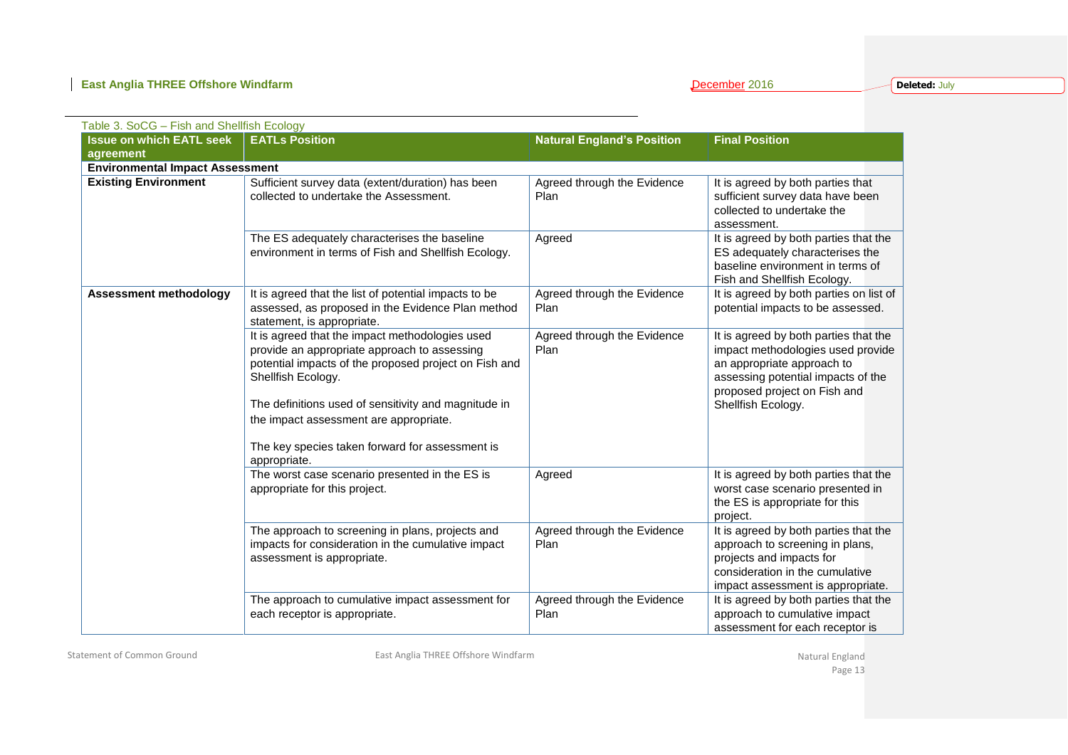Table 3. SoCG – Fish and Shellfish Ecology

| Issue on which EATL seek agreement | EATLs Position | Natural England's Position | Final Position |
|---|---|---|---|
| **Environmental Impact Assessment** | | | |
| **Existing Environment** | Sufficient survey data (extent/duration) has been collected to undertake the Assessment. | Agreed through the Evidence Plan | It is agreed by both parties that sufficient survey data have been collected to undertake the assessment. |
| | The ES adequately characterises the baseline environment in terms of Fish and Shellfish Ecology. | Agreed | It is agreed by both parties that the ES adequately characterises the baseline environment in terms of Fish and Shellfish Ecology. |
| **Assessment methodology** | It is agreed that the list of potential impacts to be assessed, as proposed in the Evidence Plan method statement, is appropriate. | Agreed through the Evidence Plan | It is agreed by both parties on list of potential impacts to be assessed. |
| | It is agreed that the impact methodologies used provide an appropriate approach to assessing potential impacts of the proposed project on Fish and Shellfish Ecology.<br><br>The definitions used of sensitivity and magnitude in the impact assessment are appropriate.<br><br>The key species taken forward for assessment is appropriate. | Agreed through the Evidence Plan | It is agreed by both parties that the impact methodologies used provide an appropriate approach to assessing potential impacts of the proposed project on Fish and Shellfish Ecology. |
| | The worst case scenario presented in the ES is appropriate for this project. | Agreed | It is agreed by both parties that the worst case scenario presented in the ES is appropriate for this project. |
| | The approach to screening in plans, projects and impacts for consideration in the cumulative impact assessment is appropriate. | Agreed through the Evidence Plan | It is agreed by both parties that the approach to screening in plans, projects and impacts for consideration in the cumulative impact assessment is appropriate. |
| | The approach to cumulative impact assessment for each receptor is appropriate. | Agreed through the Evidence Plan | It is agreed by both parties that the approach to cumulative impact assessment for each receptor is |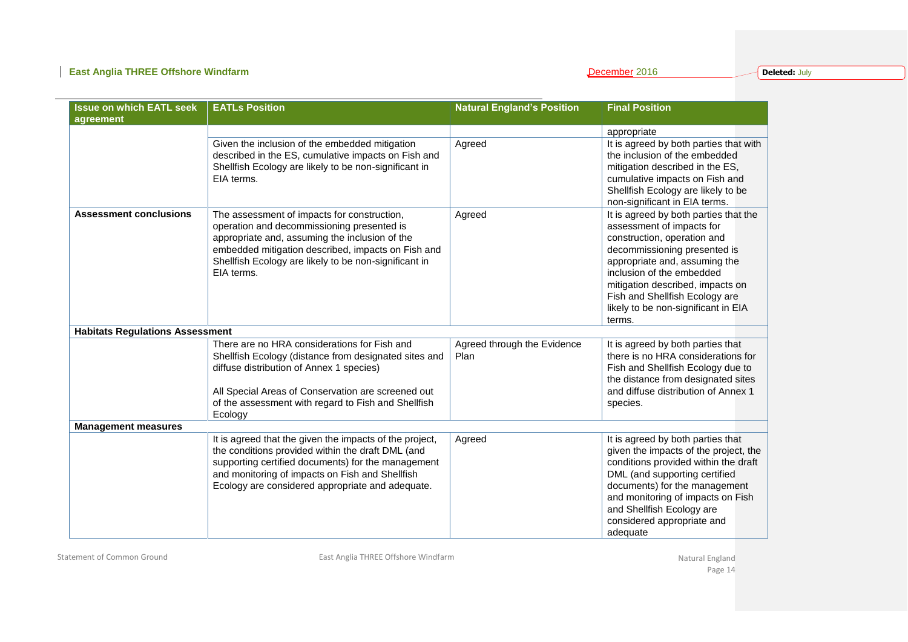| Issue on which EATL seek agreement | EATLs Position | Natural England's Position | Final Position |
|---|---|---|---|
| | | | appropriate |
| | Given the inclusion of the embedded mitigation described in the ES, cumulative impacts on Fish and Shellfish Ecology are likely to be non-significant in EIA terms. | Agreed | It is agreed by both parties that with the inclusion of the embedded mitigation described in the ES, cumulative impacts on Fish and Shellfish Ecology are likely to be non-significant in EIA terms. |
| **Assessment conclusions** | The assessment of impacts for construction, operation and decommissioning presented is appropriate and, assuming the inclusion of the embedded mitigation described, impacts on Fish and Shellfish Ecology are likely to be non-significant in EIA terms. | Agreed | It is agreed by both parties that the assessment of impacts for construction, operation and decommissioning presented is appropriate and, assuming the inclusion of the embedded mitigation described, impacts on Fish and Shellfish Ecology are likely to be non-significant in EIA terms. |
| **Habitats Regulations Assessment** | | | |
| | There are no HRA considerations for Fish and Shellfish Ecology (distance from designated sites and diffuse distribution of Annex 1 species)<br><br>All Special Areas of Conservation are screened out of the assessment with regard to Fish and Shellfish Ecology | Agreed through the Evidence Plan | It is agreed by both parties that there is no HRA considerations for Fish and Shellfish Ecology due to the distance from designated sites and diffuse distribution of Annex 1 species. |
| **Management measures** | | | |
| | It is agreed that the given the impacts of the project, the conditions provided within the draft DML (and supporting certified documents) for the management and monitoring of impacts on Fish and Shellfish Ecology are considered appropriate and adequate. | Agreed | It is agreed by both parties that given the impacts of the project, the conditions provided within the draft DML (and supporting certified documents) for the management and monitoring of impacts on Fish and Shellfish Ecology are considered appropriate and adequate |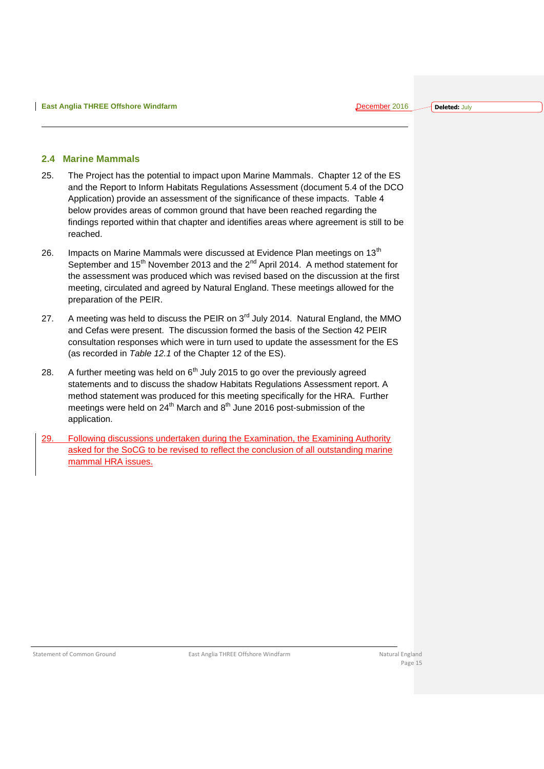## 2.4 Marine Mammals

25. The Project has the potential to impact upon Marine Mammals. Chapter 12 of the ES and the Report to Inform Habitats Regulations Assessment (document 5.4 of the DCO Application) provide an assessment of the significance of these impacts. Table 4 below provides areas of common ground that have been reached regarding the findings reported within that chapter and identifies areas where agreement is still to be reached.

26. Impacts on Marine Mammals were discussed at Evidence Plan meetings on 13th September and 15th November 2013 and the 2nd April 2014. A method statement for the assessment was produced which was revised based on the discussion at the first meeting, circulated and agreed by Natural England. These meetings allowed for the preparation of the PEIR.

27. A meeting was held to discuss the PEIR on 3rd July 2014. Natural England, the MMO and Cefas were present. The discussion formed the basis of the Section 42 PEIR consultation responses which were in turn used to update the assessment for the ES (as recorded in *Table 12.1* of the Chapter 12 of the ES).

28. A further meeting was held on 6th July 2015 to go over the previously agreed statements and to discuss the shadow Habitats Regulations Assessment report. A method statement was produced for this meeting specifically for the HRA. Further meetings were held on 24th March and 8th June 2016 post-submission of the application.

29. Following discussions undertaken during the Examination, the Examining Authority asked for the SoCG to be revised to reflect the conclusion of all outstanding marine mammal HRA issues.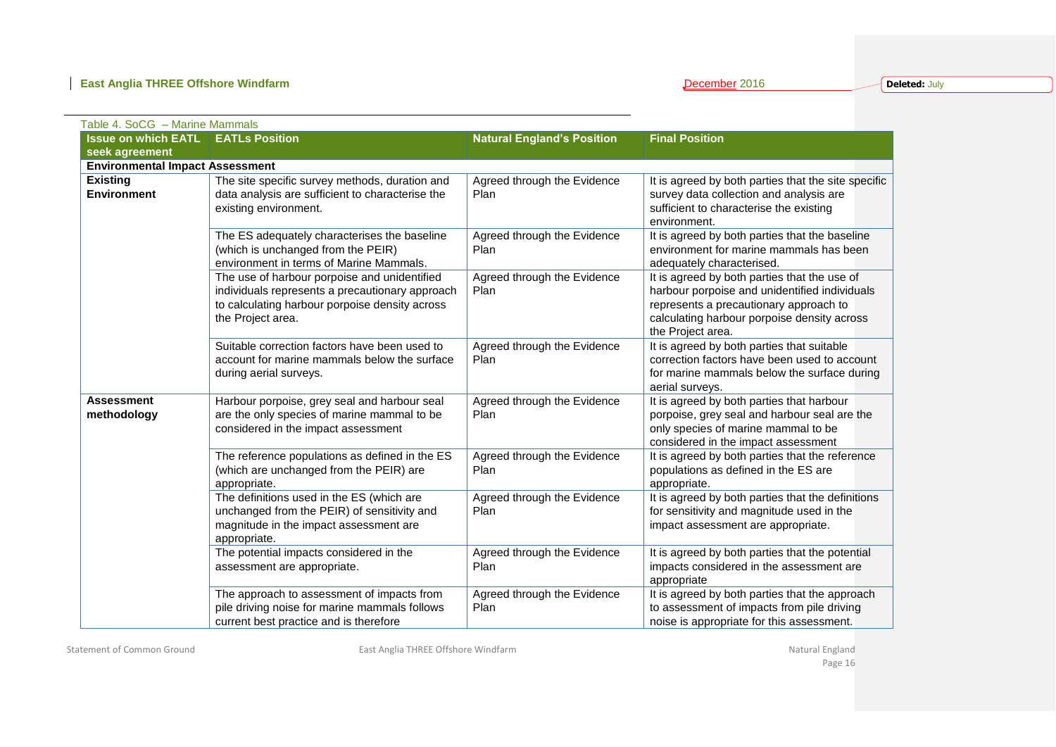Table 4. SoCG – Marine Mammals

| Issue on which EATL seek agreement | EATLs Position | Natural England's Position | Final Position |
|---|---|---|---|
| **Environmental Impact Assessment** | | | |
| **Existing Environment** | The site specific survey methods, duration and data analysis are sufficient to characterise the existing environment. | Agreed through the Evidence Plan | It is agreed by both parties that the site specific survey data collection and analysis are sufficient to characterise the existing environment. |
| | The ES adequately characterises the baseline (which is unchanged from the PEIR) environment in terms of Marine Mammals. | Agreed through the Evidence Plan | It is agreed by both parties that the baseline environment for marine mammals has been adequately characterised. |
| | The use of harbour porpoise and unidentified individuals represents a precautionary approach to calculating harbour porpoise density across the Project area. | Agreed through the Evidence Plan | It is agreed by both parties that the use of harbour porpoise and unidentified individuals represents a precautionary approach to calculating harbour porpoise density across the Project area. |
| | Suitable correction factors have been used to account for marine mammals below the surface during aerial surveys. | Agreed through the Evidence Plan | It is agreed by both parties that suitable correction factors have been used to account for marine mammals below the surface during aerial surveys. |
| **Assessment methodology** | Harbour porpoise, grey seal and harbour seal are the only species of marine mammal to be considered in the impact assessment | Agreed through the Evidence Plan | It is agreed by both parties that harbour porpoise, grey seal and harbour seal are the only species of marine mammal to be considered in the impact assessment |
| | The reference populations as defined in the ES (which are unchanged from the PEIR) are appropriate. | Agreed through the Evidence Plan | It is agreed by both parties that the reference populations as defined in the ES are appropriate. |
| | The definitions used in the ES (which are unchanged from the PEIR) of sensitivity and magnitude in the impact assessment are appropriate. | Agreed through the Evidence Plan | It is agreed by both parties that the definitions for sensitivity and magnitude used in the impact assessment are appropriate. |
| | The potential impacts considered in the assessment are appropriate. | Agreed through the Evidence Plan | It is agreed by both parties that the potential impacts considered in the assessment are appropriate |
| | The approach to assessment of impacts from pile driving noise for marine mammals follows current best practice and is therefore | Agreed through the Evidence Plan | It is agreed by both parties that the approach to assessment of impacts from pile driving noise is appropriate for this assessment. |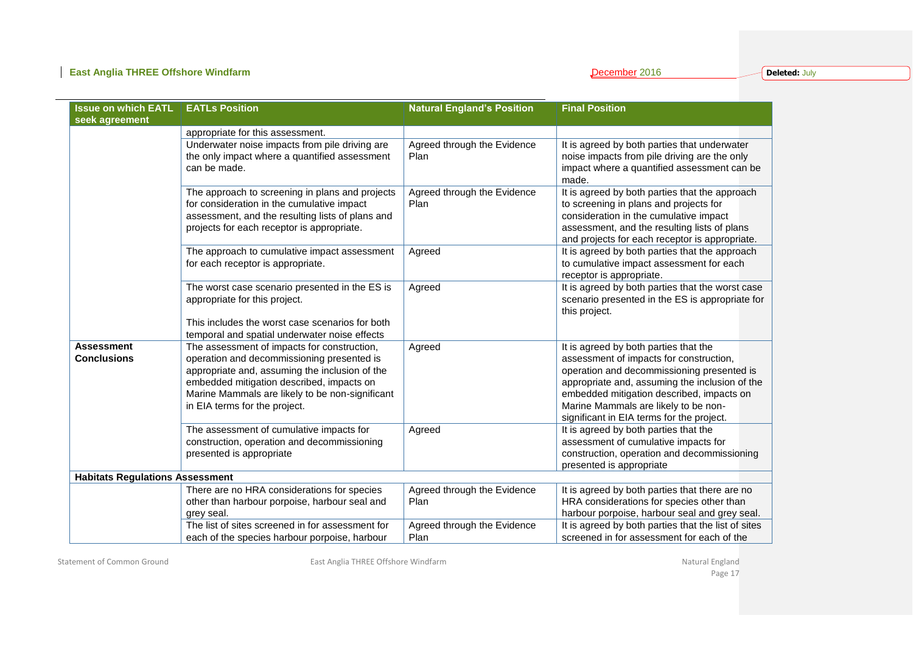| Issue on which EATL seek agreement | EATLs Position | Natural England's Position | Final Position |
|---|---|---|---|
| | appropriate for this assessment. | | |
| | Underwater noise impacts from pile driving are the only impact where a quantified assessment can be made. | Agreed through the Evidence Plan | It is agreed by both parties that underwater noise impacts from pile driving are the only impact where a quantified assessment can be made. |
| | The approach to screening in plans and projects for consideration in the cumulative impact assessment, and the resulting lists of plans and projects for each receptor is appropriate. | Agreed through the Evidence Plan | It is agreed by both parties that the approach to screening in plans and projects for consideration in the cumulative impact assessment, and the resulting lists of plans and projects for each receptor is appropriate. |
| | The approach to cumulative impact assessment for each receptor is appropriate. | Agreed | It is agreed by both parties that the approach to cumulative impact assessment for each receptor is appropriate. |
| | The worst case scenario presented in the ES is appropriate for this project.<br><br>This includes the worst case scenarios for both temporal and spatial underwater noise effects | Agreed | It is agreed by both parties that the worst case scenario presented in the ES is appropriate for this project. |
| **Assessment Conclusions** | The assessment of impacts for construction, operation and decommissioning presented is appropriate and, assuming the inclusion of the embedded mitigation described, impacts on Marine Mammals are likely to be non-significant in EIA terms for the project. | Agreed | It is agreed by both parties that the assessment of impacts for construction, operation and decommissioning presented is appropriate and, assuming the inclusion of the embedded mitigation described, impacts on Marine Mammals are likely to be non-significant in EIA terms for the project. |
| | The assessment of cumulative impacts for construction, operation and decommissioning presented is appropriate | Agreed | It is agreed by both parties that the assessment of cumulative impacts for construction, operation and decommissioning presented is appropriate |
| **Habitats Regulations Assessment** | | | |
| | There are no HRA considerations for species other than harbour porpoise, harbour seal and grey seal. | Agreed through the Evidence Plan | It is agreed by both parties that there are no HRA considerations for species other than harbour porpoise, harbour seal and grey seal. |
| | The list of sites screened in for assessment for each of the species harbour porpoise, harbour | Agreed through the Evidence Plan | It is agreed by both parties that the list of sites screened in for assessment for each of the |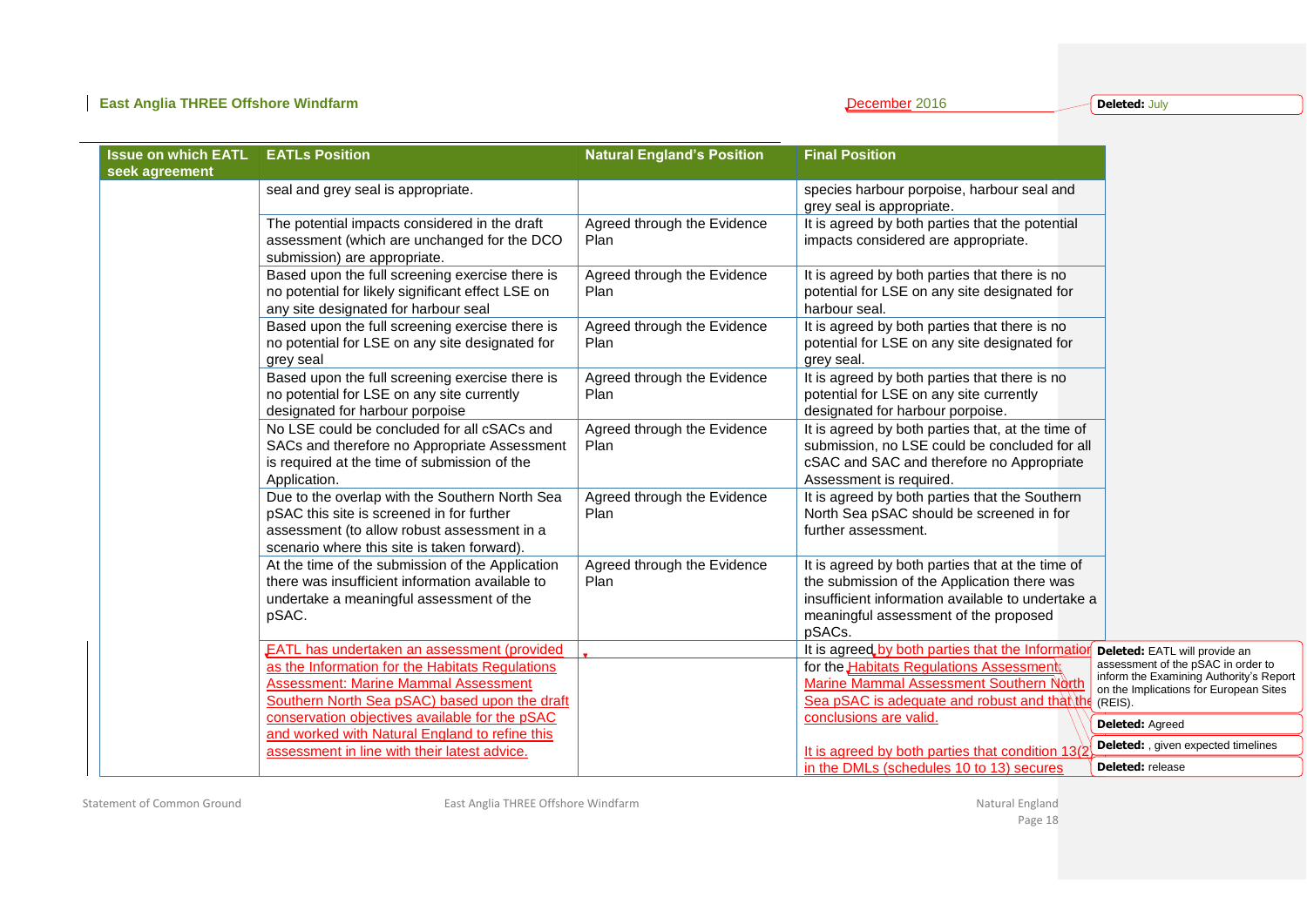| Issue on which EATL seek agreement | EATLs Position | Natural England's Position | Final Position |
|---|---|---|---|
| | seal and grey seal is appropriate. | | species harbour porpoise, harbour seal and grey seal is appropriate. |
| | The potential impacts considered in the draft assessment (which are unchanged for the DCO submission) are appropriate. | Agreed through the Evidence Plan | It is agreed by both parties that the potential impacts considered are appropriate. |
| | Based upon the full screening exercise there is no potential for likely significant effect LSE on any site designated for harbour seal | Agreed through the Evidence Plan | It is agreed by both parties that there is no potential for LSE on any site designated for harbour seal. |
| | Based upon the full screening exercise there is no potential for LSE on any site designated for grey seal | Agreed through the Evidence Plan | It is agreed by both parties that there is no potential for LSE on any site designated for grey seal. |
| | Based upon the full screening exercise there is no potential for LSE on any site currently designated for harbour porpoise | Agreed through the Evidence Plan | It is agreed by both parties that there is no potential for LSE on any site currently designated for harbour porpoise. |
| | No LSE could be concluded for all cSACs and SACs and therefore no Appropriate Assessment is required at the time of submission of the Application. | Agreed through the Evidence Plan | It is agreed by both parties that, at the time of submission, no LSE could be concluded for all cSAC and SAC and therefore no Appropriate Assessment is required. |
| | Due to the overlap with the Southern North Sea pSAC this site is screened in for further assessment (to allow robust assessment in a scenario where this site is taken forward). | Agreed through the Evidence Plan | It is agreed by both parties that the Southern North Sea pSAC should be screened in for further assessment. |
| | At the time of the submission of the Application there was insufficient information available to undertake a meaningful assessment of the pSAC. | Agreed through the Evidence Plan | It is agreed by both parties that at the time of the submission of the Application there was insufficient information available to undertake a meaningful assessment of the proposed pSACs. |
| | EATL has undertaken an assessment (provided as the Information for the Habitats Regulations Assessment: Marine Mammal Assessment Southern North Sea pSAC) based upon the draft conservation objectives available for the pSAC and worked with Natural England to refine this assessment in line with their latest advice. | | It is agreed by both parties that the Information for the Habitats Regulations Assessment: Marine Mammal Assessment Southern North Sea pSAC is adequate and robust and that the conclusions are valid.<br><br>It is agreed by both parties that condition 13(2) in the DMLs (schedules 10 to 13) secures |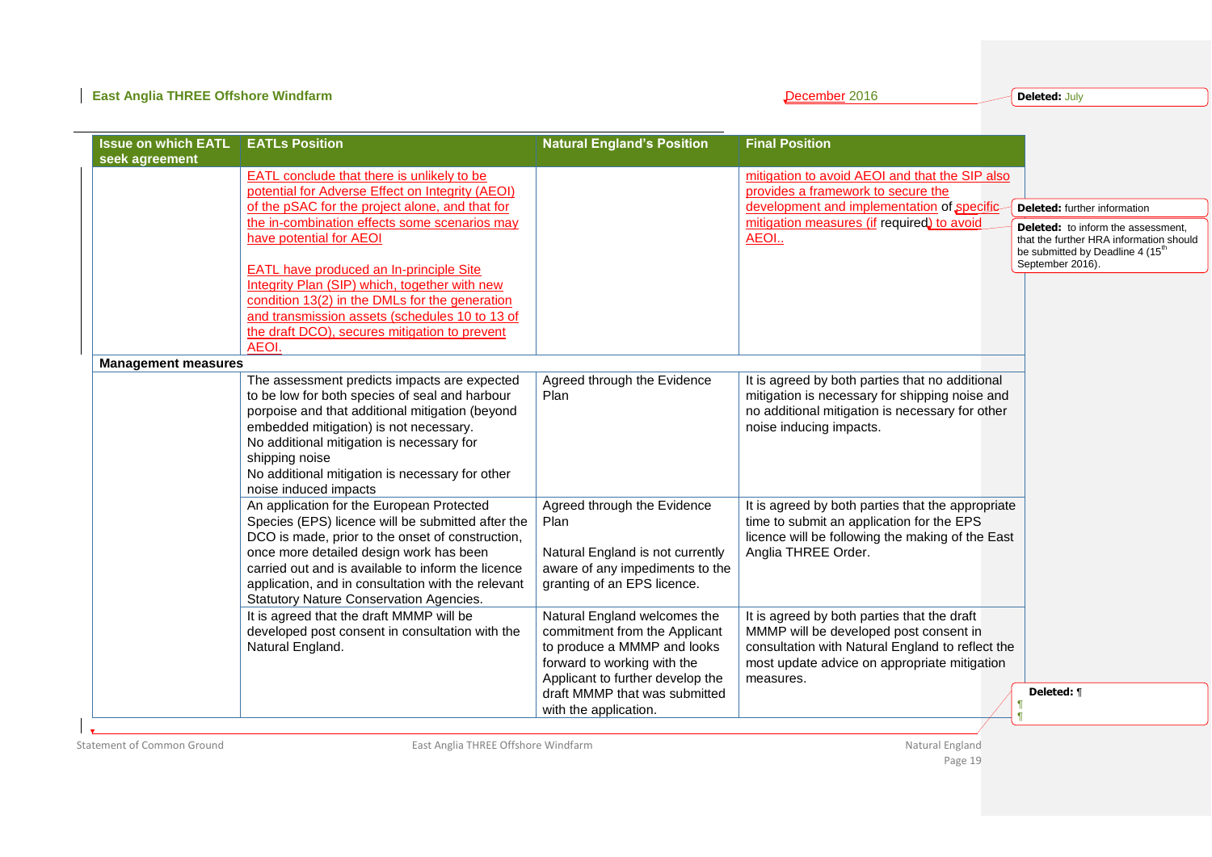| Issue on which EATL seek agreement | EATLs Position | Natural England's Position | Final Position |
|---|---|---|---|
| | EATL conclude that there is unlikely to be potential for Adverse Effect on Integrity (AEOI) of the pSAC for the project alone, and that for the in-combination effects some scenarios may have potential for AEOI<br><br>EATL have produced an In-principle Site Integrity Plan (SIP) which, together with new condition 13(2) in the DMLs for the generation and transmission assets (schedules 10 to 13 of the draft DCO), secures mitigation to prevent AEOI. | | mitigation to avoid AEOI and that the SIP also provides a framework to secure the development and implementation of specific mitigation measures (if required) to avoid AEOI.. |
| **Management measures** | | | |
| | The assessment predicts impacts are expected to be low for both species of seal and harbour porpoise and that additional mitigation (beyond embedded mitigation) is not necessary.<br>No additional mitigation is necessary for shipping noise<br>No additional mitigation is necessary for other noise induced impacts | Agreed through the Evidence Plan | It is agreed by both parties that no additional mitigation is necessary for shipping noise and no additional mitigation is necessary for other noise inducing impacts. |
| | An application for the European Protected Species (EPS) licence will be submitted after the DCO is made, prior to the onset of construction, once more detailed design work has been carried out and is available to inform the licence application, and in consultation with the relevant Statutory Nature Conservation Agencies. | Agreed through the Evidence Plan<br><br>Natural England is not currently aware of any impediments to the granting of an EPS licence. | It is agreed by both parties that the appropriate time to submit an application for the EPS licence will be following the making of the East Anglia THREE Order. |
| | It is agreed that the draft MMMP will be developed post consent in consultation with the Natural England. | Natural England welcomes the commitment from the Applicant to produce a MMMP and looks forward to working with the Applicant to further develop the draft MMMP that was submitted with the application. | It is agreed by both parties that the draft MMMP will be developed post consent in consultation with Natural England to reflect the most update advice on appropriate mitigation measures. |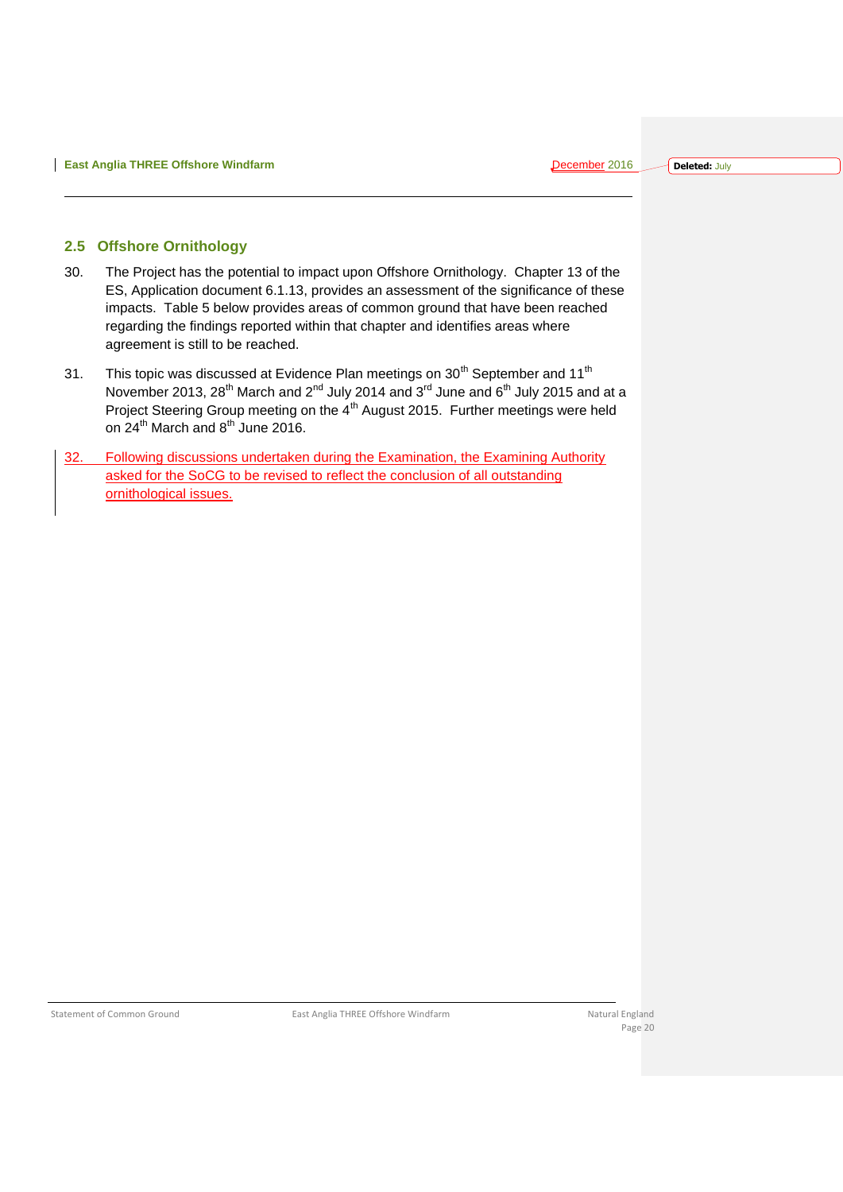## 2.5 Offshore Ornithology

30. The Project has the potential to impact upon Offshore Ornithology. Chapter 13 of the ES, Application document 6.1.13, provides an assessment of the significance of these impacts. Table 5 below provides areas of common ground that have been reached regarding the findings reported within that chapter and identifies areas where agreement is still to be reached.

31. This topic was discussed at Evidence Plan meetings on 30th September and 11th November 2013, 28th March and 2nd July 2014 and 3rd June and 6th July 2015 and at a Project Steering Group meeting on the 4th August 2015. Further meetings were held on 24th March and 8th June 2016.

32. Following discussions undertaken during the Examination, the Examining Authority asked for the SoCG to be revised to reflect the conclusion of all outstanding ornithological issues.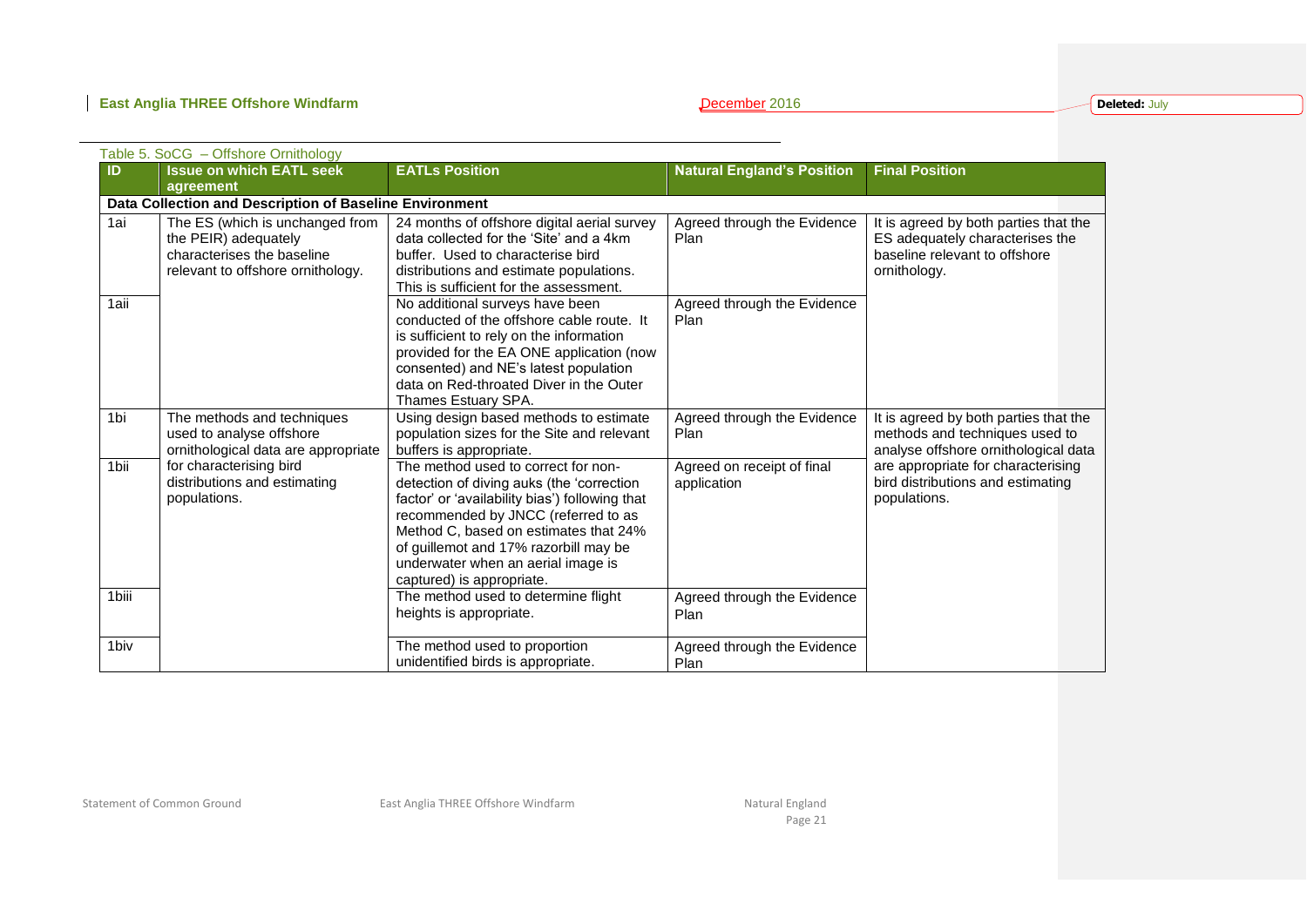Table 5. SoCG – Offshore Ornithology

| ID | Issue on which EATL seek agreement | EATLs Position | Natural England's Position | Final Position |
|---|---|---|---|---|
| **Data Collection and Description of Baseline Environment** | | | | |
| 1ai | The ES (which is unchanged from the PEIR) adequately characterises the baseline relevant to offshore ornithology. | 24 months of offshore digital aerial survey data collected for the 'Site' and a 4km buffer. Used to characterise bird distributions and estimate populations. This is sufficient for the assessment. | Agreed through the Evidence Plan | It is agreed by both parties that the ES adequately characterises the baseline relevant to offshore ornithology. |
| 1aii | | No additional surveys have been conducted of the offshore cable route. It is sufficient to rely on the information provided for the EA ONE application (now consented) and NE's latest population data on Red-throated Diver in the Outer Thames Estuary SPA. | Agreed through the Evidence Plan | |
| 1bi | The methods and techniques used to analyse offshore ornithological data are appropriate for characterising bird distributions and estimating populations. | Using design based methods to estimate population sizes for the Site and relevant buffers is appropriate. | Agreed through the Evidence Plan | It is agreed by both parties that the methods and techniques used to analyse offshore ornithological data are appropriate for characterising bird distributions and estimating populations. |
| 1bii | | The method used to correct for non-detection of diving auks (the 'correction factor' or 'availability bias') following that recommended by JNCC (referred to as Method C, based on estimates that 24% of guillemot and 17% razorbill may be underwater when an aerial image is captured) is appropriate. | Agreed on receipt of final application | |
| 1biii | | The method used to determine flight heights is appropriate. | Agreed through the Evidence Plan | |
| 1biv | | The method used to proportion unidentified birds is appropriate. | Agreed through the Evidence Plan | |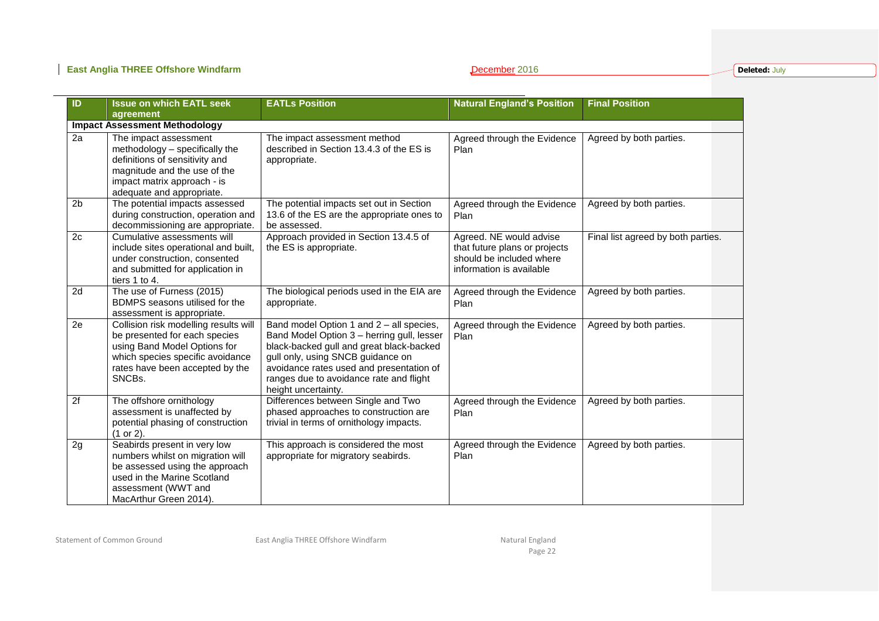| ID | Issue on which EATL seek agreement | EATLs Position | Natural England's Position | Final Position |
|---|---|---|---|---|
| **Impact Assessment Methodology** | | | | |
| 2a | The impact assessment methodology – specifically the definitions of sensitivity and magnitude and the use of the impact matrix approach - is adequate and appropriate. | The impact assessment method described in Section 13.4.3 of the ES is appropriate. | Agreed through the Evidence Plan | Agreed by both parties. |
| 2b | The potential impacts assessed during construction, operation and decommissioning are appropriate. | The potential impacts set out in Section 13.6 of the ES are the appropriate ones to be assessed. | Agreed through the Evidence Plan | Agreed by both parties. |
| 2c | Cumulative assessments will include sites operational and built, under construction, consented and submitted for application in tiers 1 to 4. | Approach provided in Section 13.4.5 of the ES is appropriate. | Agreed. NE would advise that future plans or projects should be included where information is available | Final list agreed by both parties. |
| 2d | The use of Furness (2015) BDMPS seasons utilised for the assessment is appropriate. | The biological periods used in the EIA are appropriate. | Agreed through the Evidence Plan | Agreed by both parties. |
| 2e | Collision risk modelling results will be presented for each species using Band Model Options for which species specific avoidance rates have been accepted by the SNCBs. | Band model Option 1 and 2 – all species, Band Model Option 3 – herring gull, lesser black-backed gull and great black-backed gull only, using SNCB guidance on avoidance rates used and presentation of ranges due to avoidance rate and flight height uncertainty. | Agreed through the Evidence Plan | Agreed by both parties. |
| 2f | The offshore ornithology assessment is unaffected by potential phasing of construction (1 or 2). | Differences between Single and Two phased approaches to construction are trivial in terms of ornithology impacts. | Agreed through the Evidence Plan | Agreed by both parties. |
| 2g | Seabirds present in very low numbers whilst on migration will be assessed using the approach used in the Marine Scotland assessment (WWT and MacArthur Green 2014). | This approach is considered the most appropriate for migratory seabirds. | Agreed through the Evidence Plan | Agreed by both parties. |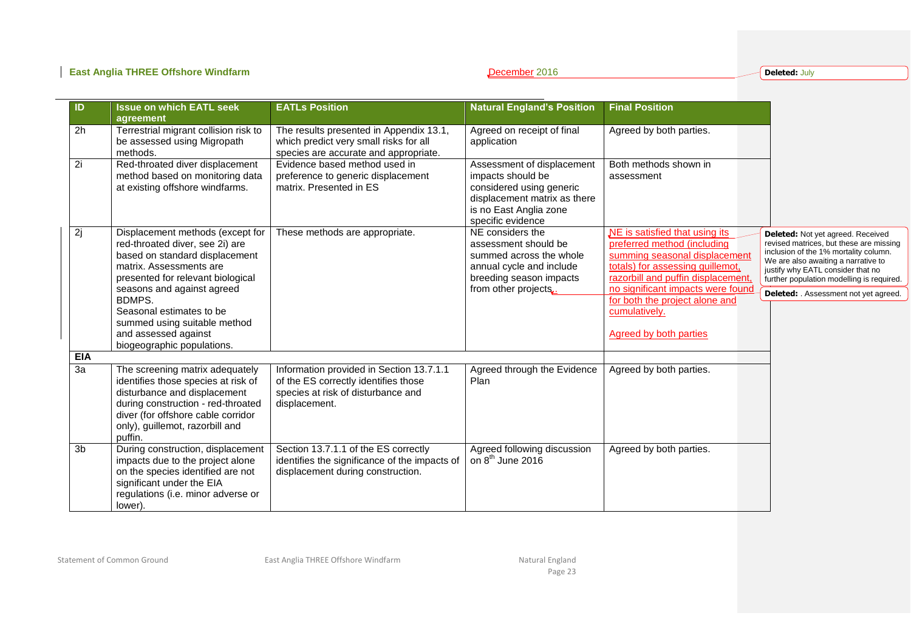| ID | Issue on which EATL seek agreement | EATLs Position | Natural England's Position | Final Position |
|---|---|---|---|---|
| 2h | Terrestrial migrant collision risk to be assessed using Migropath methods. | The results presented in Appendix 13.1, which predict very small risks for all species are accurate and appropriate. | Agreed on receipt of final application | Agreed by both parties. |
| 2i | Red-throated diver displacement method based on monitoring data at existing offshore windfarms. | Evidence based method used in preference to generic displacement matrix. Presented in ES | Assessment of displacement impacts should be considered using generic displacement matrix as there is no East Anglia zone specific evidence | Both methods shown in assessment |
| 2j | Displacement methods (except for red-throated diver, see 2i) are based on standard displacement matrix. Assessments are presented for relevant biological seasons and against agreed BDMPS. Seasonal estimates to be summed using suitable method and assessed against biogeographic populations. | These methods are appropriate. | NE considers the assessment should be summed across the whole annual cycle and include breeding season impacts from other projects. | NE is satisfied that using its preferred method (including summing seasonal displacement totals) for assessing guillemot, razorbill and puffin displacement, no significant impacts were found for both the project alone and cumulatively. Agreed by both parties |
| **EIA** | | | | |
| 3a | The screening matrix adequately identifies those species at risk of disturbance and displacement during construction - red-throated diver (for offshore cable corridor only), guillemot, razorbill and puffin. | Information provided in Section 13.7.1.1 of the ES correctly identifies those species at risk of disturbance and displacement. | Agreed through the Evidence Plan | Agreed by both parties. |
| 3b | During construction, displacement impacts due to the project alone on the species identified are not significant under the EIA regulations (i.e. minor adverse or lower). | Section 13.7.1.1 of the ES correctly identifies the significance of the impacts of displacement during construction. | Agreed following discussion on 8th June 2016 | Agreed by both parties. |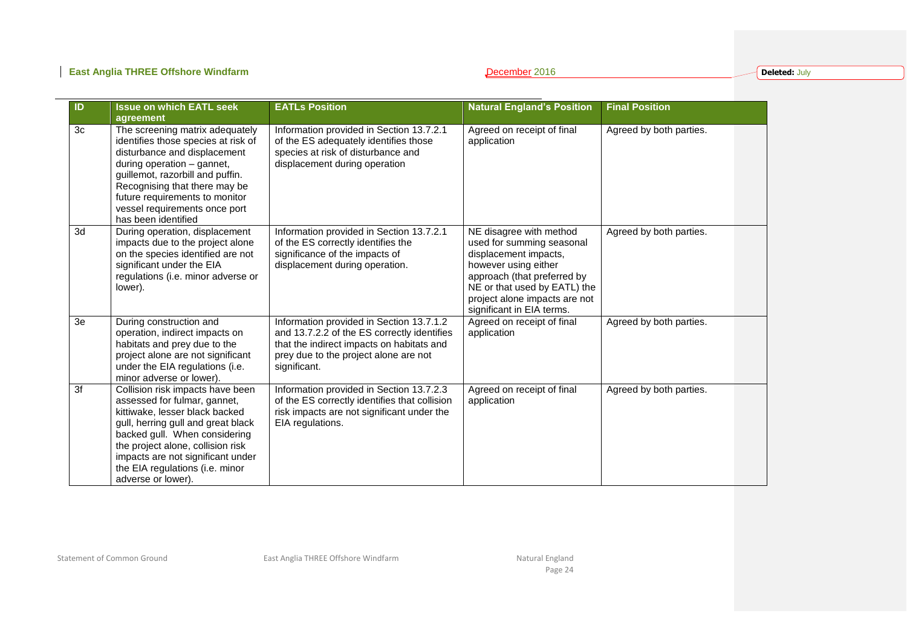| ID | Issue on which EATL seek agreement | EATLs Position | Natural England's Position | Final Position |
|---|---|---|---|---|
| 3c | The screening matrix adequately identifies those species at risk of disturbance and displacement during operation – gannet, guillemot, razorbill and puffin. Recognising that there may be future requirements to monitor vessel requirements once port has been identified | Information provided in Section 13.7.2.1 of the ES adequately identifies those species at risk of disturbance and displacement during operation | Agreed on receipt of final application | Agreed by both parties. |
| 3d | During operation, displacement impacts due to the project alone on the species identified are not significant under the EIA regulations (i.e. minor adverse or lower). | Information provided in Section 13.7.2.1 of the ES correctly identifies the significance of the impacts of displacement during operation. | NE disagree with method used for summing seasonal displacement impacts, however using either approach (that preferred by NE or that used by EATL) the project alone impacts are not significant in EIA terms. | Agreed by both parties. |
| 3e | During construction and operation, indirect impacts on habitats and prey due to the project alone are not significant under the EIA regulations (i.e. minor adverse or lower). | Information provided in Section 13.7.1.2 and 13.7.2.2 of the ES correctly identifies that the indirect impacts on habitats and prey due to the project alone are not significant. | Agreed on receipt of final application | Agreed by both parties. |
| 3f | Collision risk impacts have been assessed for fulmar, gannet, kittiwake, lesser black backed gull, herring gull and great black backed gull. When considering the project alone, collision risk impacts are not significant under the EIA regulations (i.e. minor adverse or lower). | Information provided in Section 13.7.2.3 of the ES correctly identifies that collision risk impacts are not significant under the EIA regulations. | Agreed on receipt of final application | Agreed by both parties. |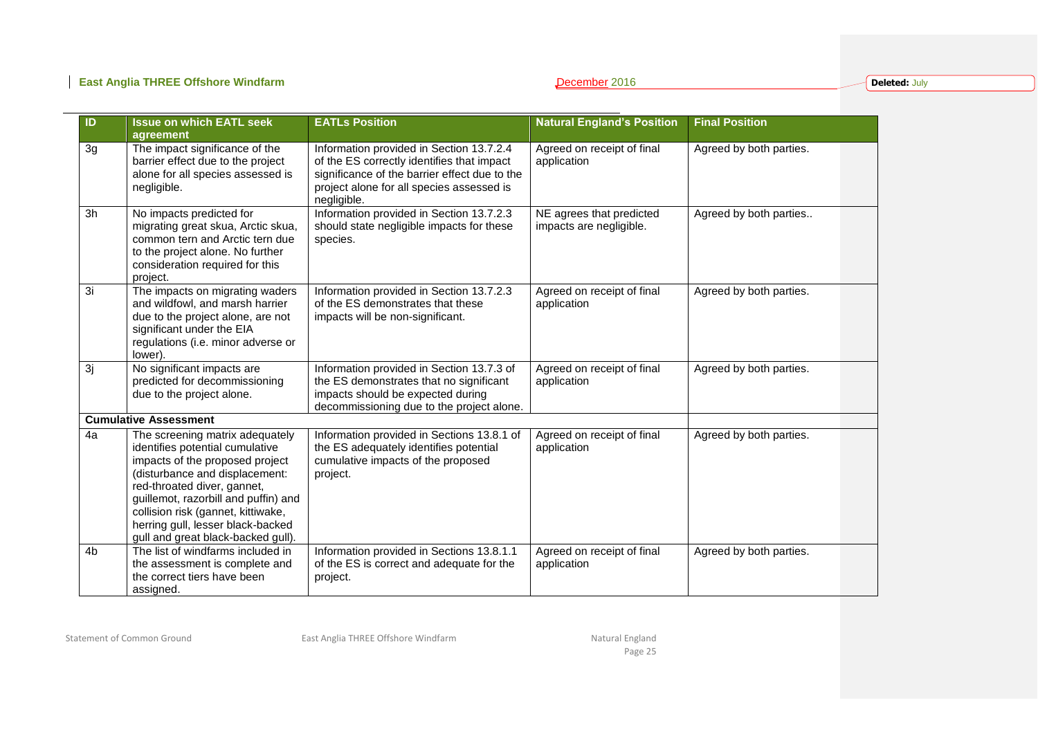| ID | Issue on which EATL seek agreement | EATLs Position | Natural England's Position | Final Position |
|---|---|---|---|---|
| 3g | The impact significance of the barrier effect due to the project alone for all species assessed is negligible. | Information provided in Section 13.7.2.4 of the ES correctly identifies that impact significance of the barrier effect due to the project alone for all species assessed is negligible. | Agreed on receipt of final application | Agreed by both parties. |
| 3h | No impacts predicted for migrating great skua, Arctic skua, common tern and Arctic tern due to the project alone. No further consideration required for this project. | Information provided in Section 13.7.2.3 should state negligible impacts for these species. | NE agrees that predicted impacts are negligible. | Agreed by both parties.. |
| 3i | The impacts on migrating waders and wildfowl, and marsh harrier due to the project alone, are not significant under the EIA regulations (i.e. minor adverse or lower). | Information provided in Section 13.7.2.3 of the ES demonstrates that these impacts will be non-significant. | Agreed on receipt of final application | Agreed by both parties. |
| 3j | No significant impacts are predicted for decommissioning due to the project alone. | Information provided in Section 13.7.3 of the ES demonstrates that no significant impacts should be expected during decommissioning due to the project alone. | Agreed on receipt of final application | Agreed by both parties. |
| **Cumulative Assessment** | | | | |
| 4a | The screening matrix adequately identifies potential cumulative impacts of the proposed project (disturbance and displacement: red-throated diver, gannet, guillemot, razorbill and puffin) and collision risk (gannet, kittiwake, herring gull, lesser black-backed gull and great black-backed gull). | Information provided in Sections 13.8.1 of the ES adequately identifies potential cumulative impacts of the proposed project. | Agreed on receipt of final application | Agreed by both parties. |
| 4b | The list of windfarms included in the assessment is complete and the correct tiers have been assigned. | Information provided in Sections 13.8.1.1 of the ES is correct and adequate for the project. | Agreed on receipt of final application | Agreed by both parties. |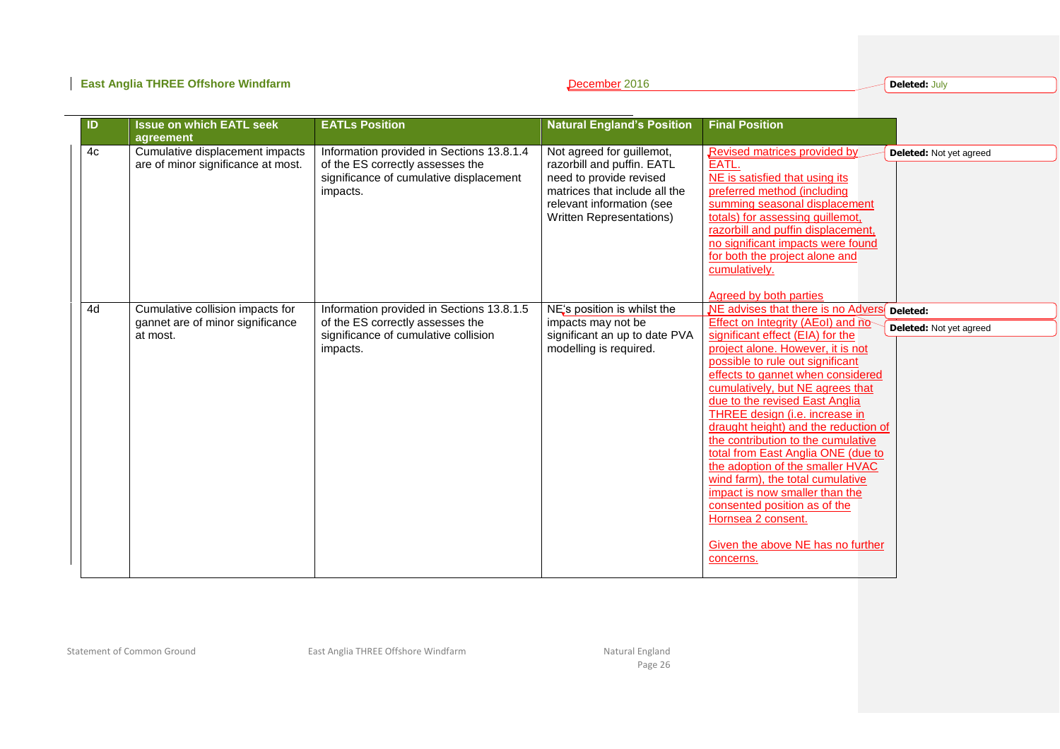| ID | Issue on which EATL seek agreement | EATLs Position | Natural England's Position | Final Position |
|---|---|---|---|---|
| 4c | Cumulative displacement impacts are of minor significance at most. | Information provided in Sections 13.8.1.4 of the ES correctly assesses the significance of cumulative displacement impacts. | Not agreed for guillemot, razorbill and puffin. EATL need to provide revised matrices that include all the relevant information (see Written Representations) | Revised matrices provided by EATL.<br>NE is satisfied that using its preferred method (including summing seasonal displacement totals) for assessing guillemot, razorbill and puffin displacement, no significant impacts were found for both the project alone and cumulatively.<br><br>Agreed by both parties |
| 4d | Cumulative collision impacts for gannet are of minor significance at most. | Information provided in Sections 13.8.1.5 of the ES correctly assesses the significance of cumulative collision impacts. | NE's position is whilst the impacts may not be significant an up to date PVA modelling is required. | NE advises that there is no Adverse Effect on Integrity (AEoI) and no significant effect (EIA) for the project alone. However, it is not possible to rule out significant effects to gannet when considered cumulatively, but NE agrees that due to the revised East Anglia THREE design (i.e. increase in draught height) and the reduction of the contribution to the cumulative total from East Anglia ONE (due to the adoption of the smaller HVAC wind farm), the total cumulative impact is now smaller than the consented position as of the Hornsea 2 consent.<br><br>Given the above NE has no further concerns. |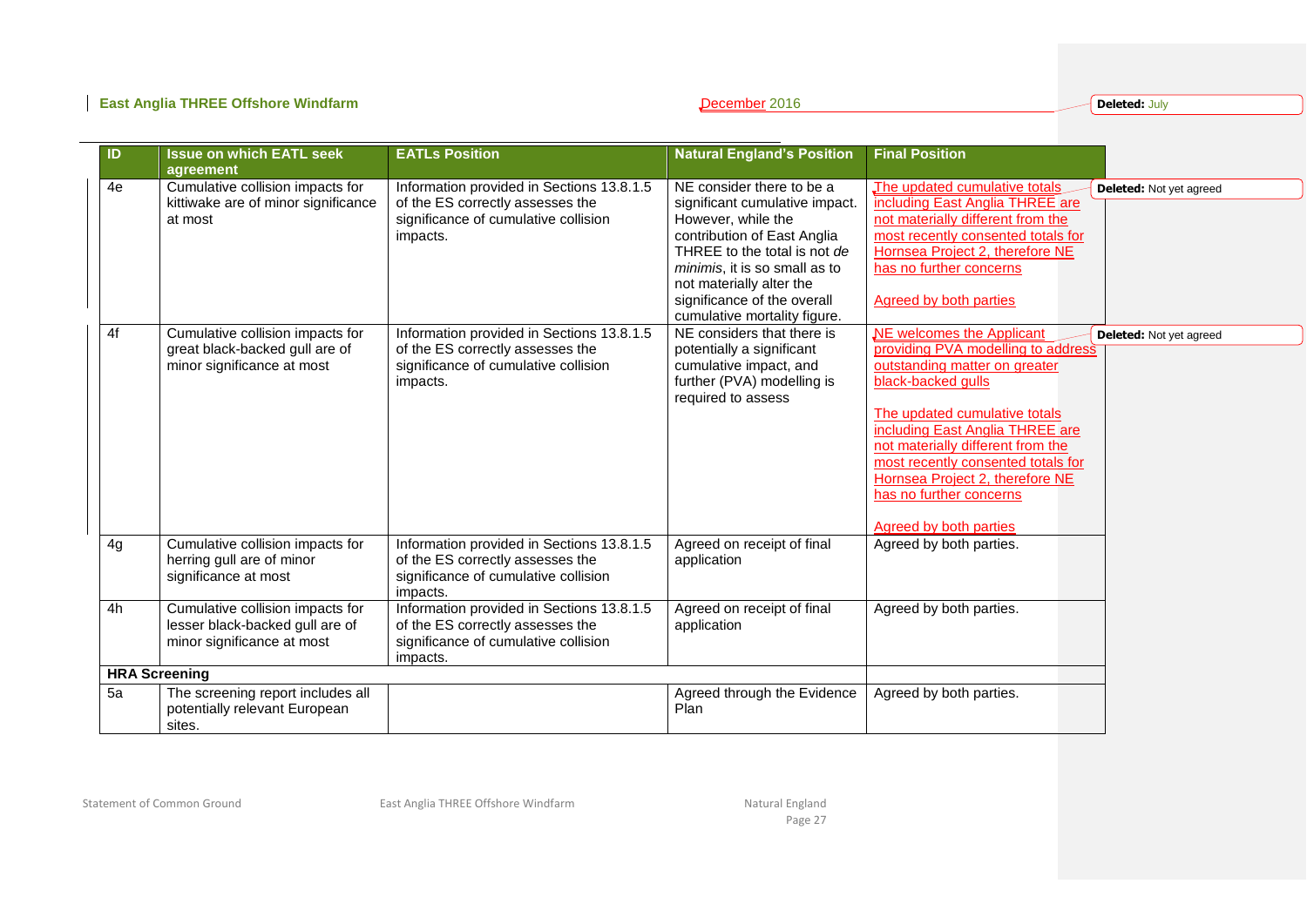| ID | Issue on which EATL seek agreement | EATLs Position | Natural England's Position | Final Position |
|---|---|---|---|---|
| 4e | Cumulative collision impacts for kittiwake are of minor significance at most | Information provided in Sections 13.8.1.5 of the ES correctly assesses the significance of cumulative collision impacts. | NE consider there to be a significant cumulative impact. However, while the contribution of East Anglia THREE to the total is not *de minimis*, it is so small as to not materially alter the significance of the overall cumulative mortality figure. | The updated cumulative totals including East Anglia THREE are not materially different from the most recently consented totals for Hornsea Project 2, therefore NE has no further concerns<br><br>Agreed by both parties |
| 4f | Cumulative collision impacts for great black-backed gull are of minor significance at most | Information provided in Sections 13.8.1.5 of the ES correctly assesses the significance of cumulative collision impacts. | NE considers that there is potentially a significant cumulative impact, and further (PVA) modelling is required to assess | NE welcomes the Applicant providing PVA modelling to address outstanding matter on greater black-backed gulls<br><br>The updated cumulative totals including East Anglia THREE are not materially different from the most recently consented totals for Hornsea Project 2, therefore NE has no further concerns<br><br>Agreed by both parties |
| 4g | Cumulative collision impacts for herring gull are of minor significance at most | Information provided in Sections 13.8.1.5 of the ES correctly assesses the significance of cumulative collision impacts. | Agreed on receipt of final application | Agreed by both parties. |
| 4h | Cumulative collision impacts for lesser black-backed gull are of minor significance at most | Information provided in Sections 13.8.1.5 of the ES correctly assesses the significance of cumulative collision impacts. | Agreed on receipt of final application | Agreed by both parties. |
| **HRA Screening** | | | | |
| 5a | The screening report includes all potentially relevant European sites. | | Agreed through the Evidence Plan | Agreed by both parties. |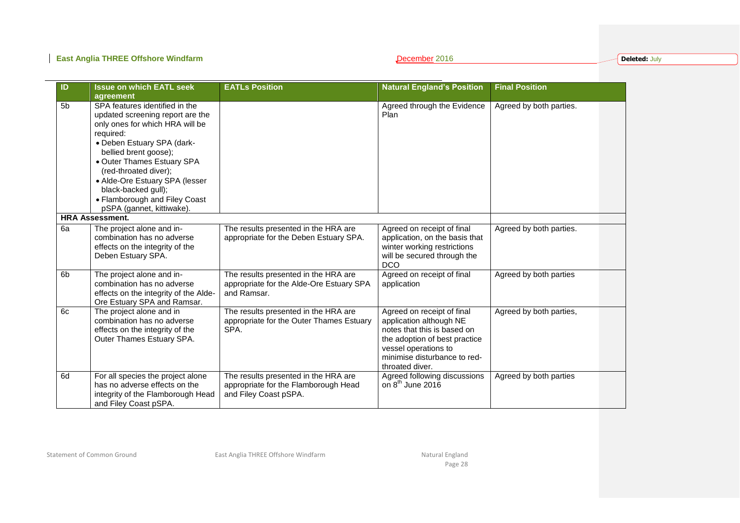| ID | Issue on which EATL seek agreement | EATLs Position | Natural England's Position | Final Position |
| --- | --- | --- | --- | --- |
| 5b | SPA features identified in the updated screening report are the only ones for which HRA will be required: • Deben Estuary SPA (dark-bellied brent goose); • Outer Thames Estuary SPA (red-throated diver); • Alde-Ore Estuary SPA (lesser black-backed gull); • Flamborough and Filey Coast pSPA (gannet, kittiwake). | | Agreed through the Evidence Plan | Agreed by both parties. |
| **HRA Assessment.** | | | | |
| 6a | The project alone and in-combination has no adverse effects on the integrity of the Deben Estuary SPA. | The results presented in the HRA are appropriate for the Deben Estuary SPA. | Agreed on receipt of final application, on the basis that winter working restrictions will be secured through the DCO | Agreed by both parties. |
| 6b | The project alone and in-combination has no adverse effects on the integrity of the Alde-Ore Estuary SPA and Ramsar. | The results presented in the HRA are appropriate for the Alde-Ore Estuary SPA and Ramsar. | Agreed on receipt of final application | Agreed by both parties |
| 6c | The project alone and in combination has no adverse effects on the integrity of the Outer Thames Estuary SPA. | The results presented in the HRA are appropriate for the Outer Thames Estuary SPA. | Agreed on receipt of final application although NE notes that this is based on the adoption of best practice vessel operations to minimise disturbance to red-throated diver. | Agreed by both parties, |
| 6d | For all species the project alone has no adverse effects on the integrity of the Flamborough Head and Filey Coast pSPA. | The results presented in the HRA are appropriate for the Flamborough Head and Filey Coast pSPA. | Agreed following discussions on 8th June 2016 | Agreed by both parties |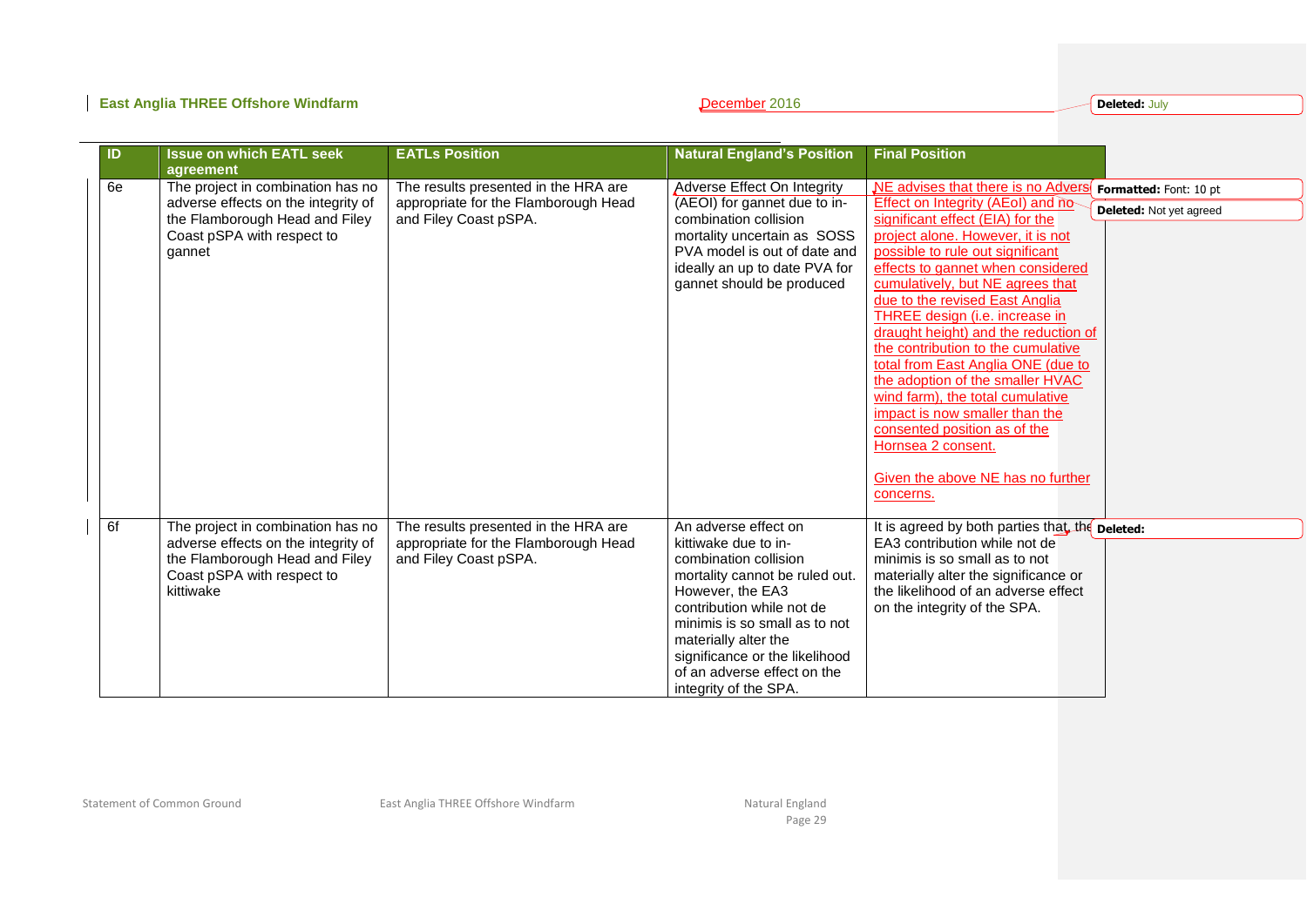| ID | Issue on which EATL seek agreement | EATLs Position | Natural England's Position | Final Position |
| --- | --- | --- | --- | --- |
| 6e | The project in combination has no adverse effects on the integrity of the Flamborough Head and Filey Coast pSPA with respect to gannet | The results presented in the HRA are appropriate for the Flamborough Head and Filey Coast pSPA. | Adverse Effect On Integrity (AEOI) for gannet due to in-combination collision mortality uncertain as SOSS PVA model is out of date and ideally an up to date PVA for gannet should be produced | NE advises that there is no Adverse Effect on Integrity (AEoI) and no significant effect (EIA) for the project alone. However, it is not possible to rule out significant effects to gannet when considered cumulatively, but NE agrees that due to the revised East Anglia THREE design (i.e. increase in draught height) and the reduction of the contribution to the cumulative total from East Anglia ONE (due to the adoption of the smaller HVAC wind farm), the total cumulative impact is now smaller than the consented position as of the Hornsea 2 consent.<br><br>Given the above NE has no further concerns. |
| 6f | The project in combination has no adverse effects on the integrity of the Flamborough Head and Filey Coast pSPA with respect to kittiwake | The results presented in the HRA are appropriate for the Flamborough Head and Filey Coast pSPA. | An adverse effect on kittiwake due to in-combination collision mortality cannot be ruled out. However, the EA3 contribution while not de minimis is so small as to not materially alter the significance or the likelihood of an adverse effect on the integrity of the SPA. | It is agreed by both parties that, the EA3 contribution while not de minimis is so small as to not materially alter the significance or the likelihood of an adverse effect on the integrity of the SPA. |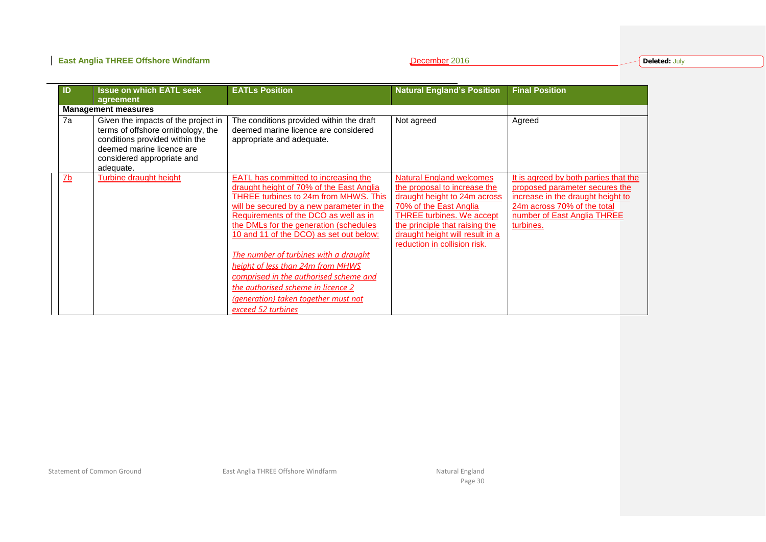| ID | Issue on which EATL seek agreement | EATLs Position | Natural England's Position | Final Position |
|---|---|---|---|---|
| **Management measures** | | | | |
| 7a | Given the impacts of the project in terms of offshore ornithology, the conditions provided within the deemed marine licence are considered appropriate and adequate. | The conditions provided within the draft deemed marine licence are considered appropriate and adequate. | Not agreed | Agreed |
| 7b | Turbine draught height | EATL has committed to increasing the draught height of 70% of the East Anglia THREE turbines to 24m from MHWS. This will be secured by a new parameter in the Requirements of the DCO as well as in the DMLs for the generation (schedules 10 and 11 of the DCO) as set out below: *The number of turbines with a draught height of less than 24m from MHWS comprised in the authorised scheme and the authorised scheme in licence 2 (generation) taken together must not exceed 52 turbines* | Natural England welcomes the proposal to increase the draught height to 24m across 70% of the East Anglia THREE turbines. We accept the principle that raising the draught height will result in a reduction in collision risk. | It is agreed by both parties that the proposed parameter secures the increase in the draught height to 24m across 70% of the total number of East Anglia THREE turbines. |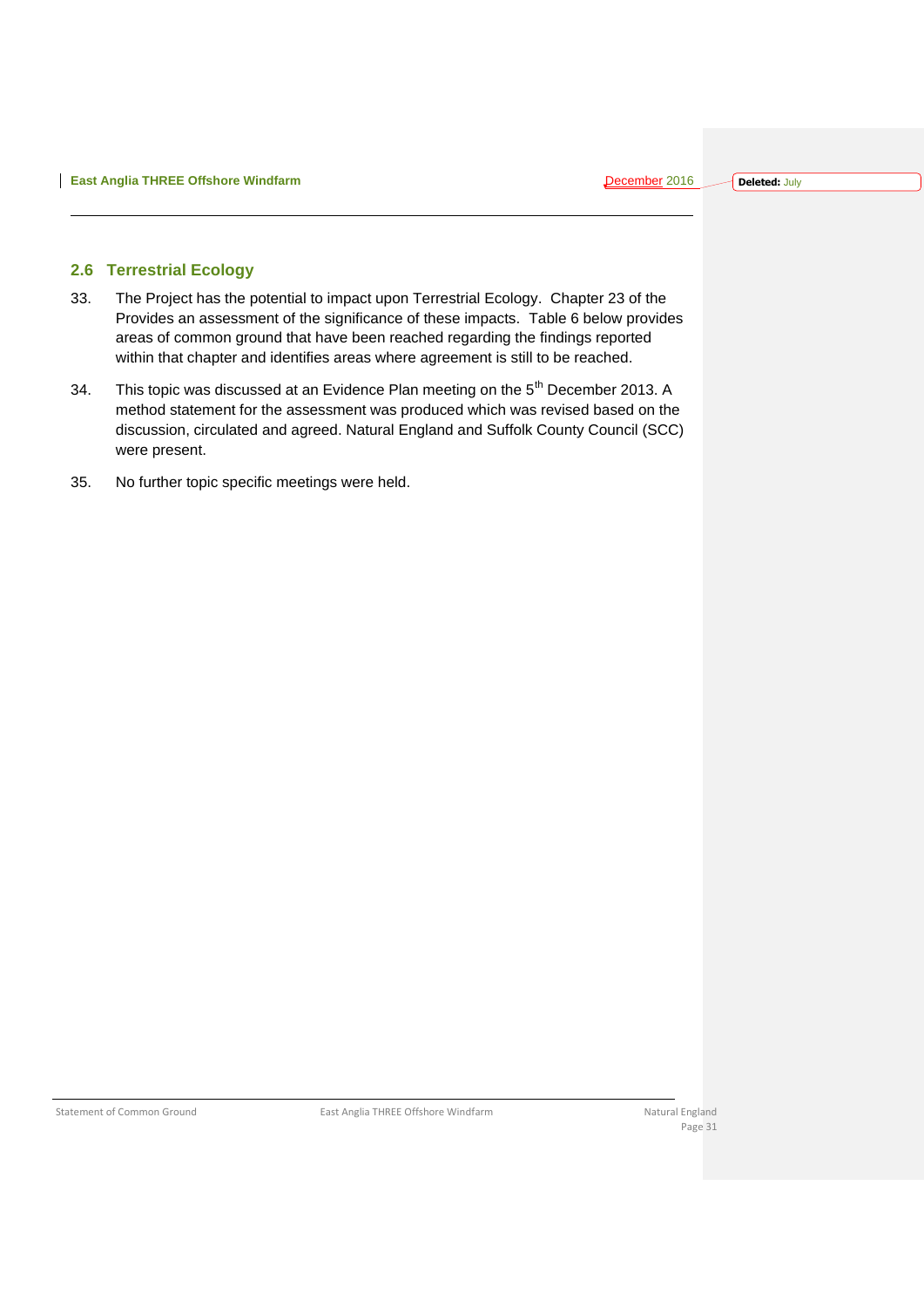## 2.6 Terrestrial Ecology

33. The Project has the potential to impact upon Terrestrial Ecology. Chapter 23 of the Provides an assessment of the significance of these impacts. Table 6 below provides areas of common ground that have been reached regarding the findings reported within that chapter and identifies areas where agreement is still to be reached.

34. This topic was discussed at an Evidence Plan meeting on the 5th December 2013. A method statement for the assessment was produced which was revised based on the discussion, circulated and agreed. Natural England and Suffolk County Council (SCC) were present.

35. No further topic specific meetings were held.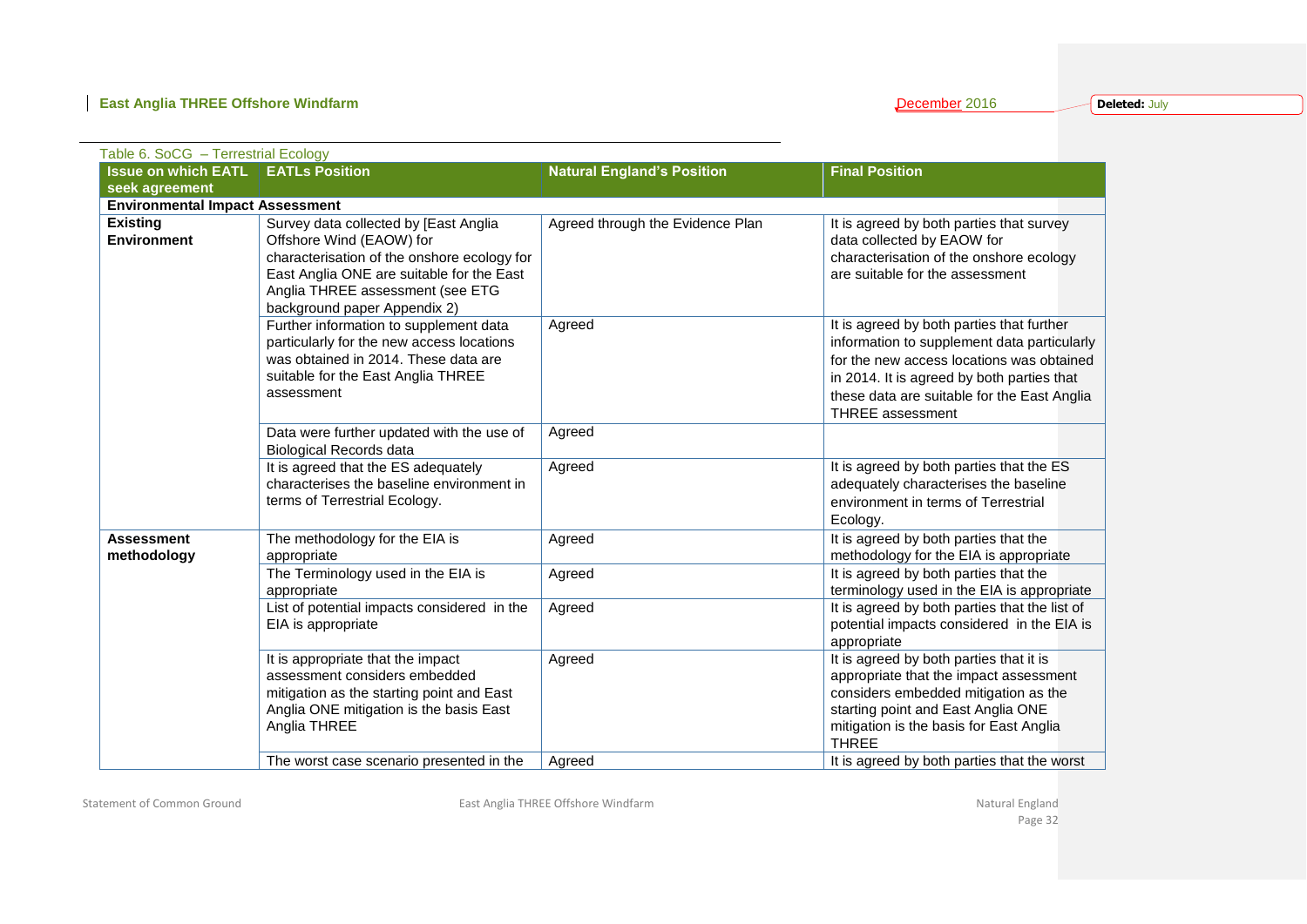Table 6. SoCG – Terrestrial Ecology

| Issue on which EATL seek agreement | EATLs Position | Natural England's Position | Final Position |
|---|---|---|---|
| **Environmental Impact Assessment** | | | |
| **Existing Environment** | Survey data collected by [East Anglia Offshore Wind (EAOW) for characterisation of the onshore ecology for East Anglia ONE are suitable for the East Anglia THREE assessment (see ETG background paper Appendix 2) | Agreed through the Evidence Plan | It is agreed by both parties that survey data collected by EAOW for characterisation of the onshore ecology are suitable for the assessment |
| | Further information to supplement data particularly for the new access locations was obtained in 2014. These data are suitable for the East Anglia THREE assessment | Agreed | It is agreed by both parties that further information to supplement data particularly for the new access locations was obtained in 2014. It is agreed by both parties that these data are suitable for the East Anglia THREE assessment |
| | Data were further updated with the use of Biological Records data | Agreed | |
| | It is agreed that the ES adequately characterises the baseline environment in terms of Terrestrial Ecology. | Agreed | It is agreed by both parties that the ES adequately characterises the baseline environment in terms of Terrestrial Ecology. |
| **Assessment methodology** | The methodology for the EIA is appropriate | Agreed | It is agreed by both parties that the methodology for the EIA is appropriate |
| | The Terminology used in the EIA is appropriate | Agreed | It is agreed by both parties that the terminology used in the EIA is appropriate |
| | List of potential impacts considered in the EIA is appropriate | Agreed | It is agreed by both parties that the list of potential impacts considered in the EIA is appropriate |
| | It is appropriate that the impact assessment considers embedded mitigation as the starting point and East Anglia ONE mitigation is the basis East Anglia THREE | Agreed | It is agreed by both parties that it is appropriate that the impact assessment considers embedded mitigation as the starting point and East Anglia ONE mitigation is the basis for East Anglia THREE |
| | The worst case scenario presented in the | Agreed | It is agreed by both parties that the worst |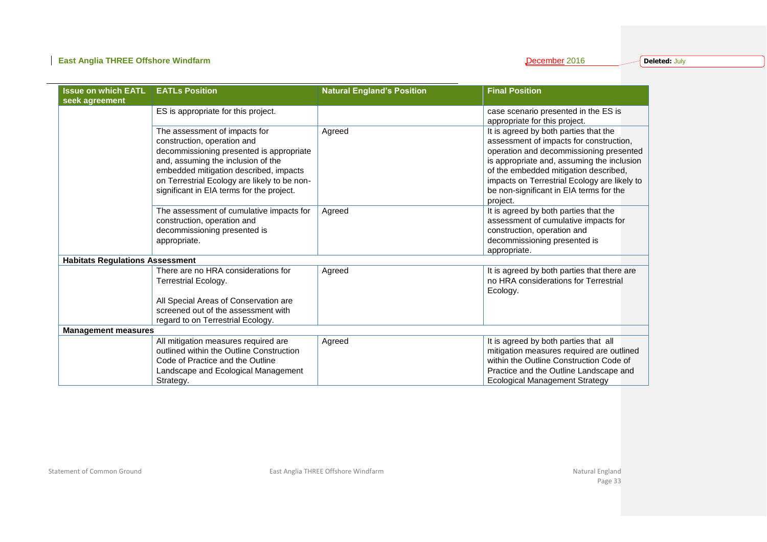| Issue on which EATL seek agreement | EATLs Position | Natural England's Position | Final Position |
|---|---|---|---|
| | ES is appropriate for this project. | | case scenario presented in the ES is appropriate for this project. |
| | The assessment of impacts for construction, operation and decommissioning presented is appropriate and, assuming the inclusion of the embedded mitigation described, impacts on Terrestrial Ecology are likely to be non-significant in EIA terms for the project. | Agreed | It is agreed by both parties that the assessment of impacts for construction, operation and decommissioning presented is appropriate and, assuming the inclusion of the embedded mitigation described, impacts on Terrestrial Ecology are likely to be non-significant in EIA terms for the project. |
| | The assessment of cumulative impacts for construction, operation and decommissioning presented is appropriate. | Agreed | It is agreed by both parties that the assessment of cumulative impacts for construction, operation and decommissioning presented is appropriate. |
| **Habitats Regulations Assessment** | | | |
| | There are no HRA considerations for Terrestrial Ecology.<br><br>All Special Areas of Conservation are screened out of the assessment with regard to on Terrestrial Ecology. | Agreed | It is agreed by both parties that there are no HRA considerations for Terrestrial Ecology. |
| **Management measures** | | | |
| | All mitigation measures required are outlined within the Outline Construction Code of Practice and the Outline Landscape and Ecological Management Strategy. | Agreed | It is agreed by both parties that all mitigation measures required are outlined within the Outline Construction Code of Practice and the Outline Landscape and Ecological Management Strategy |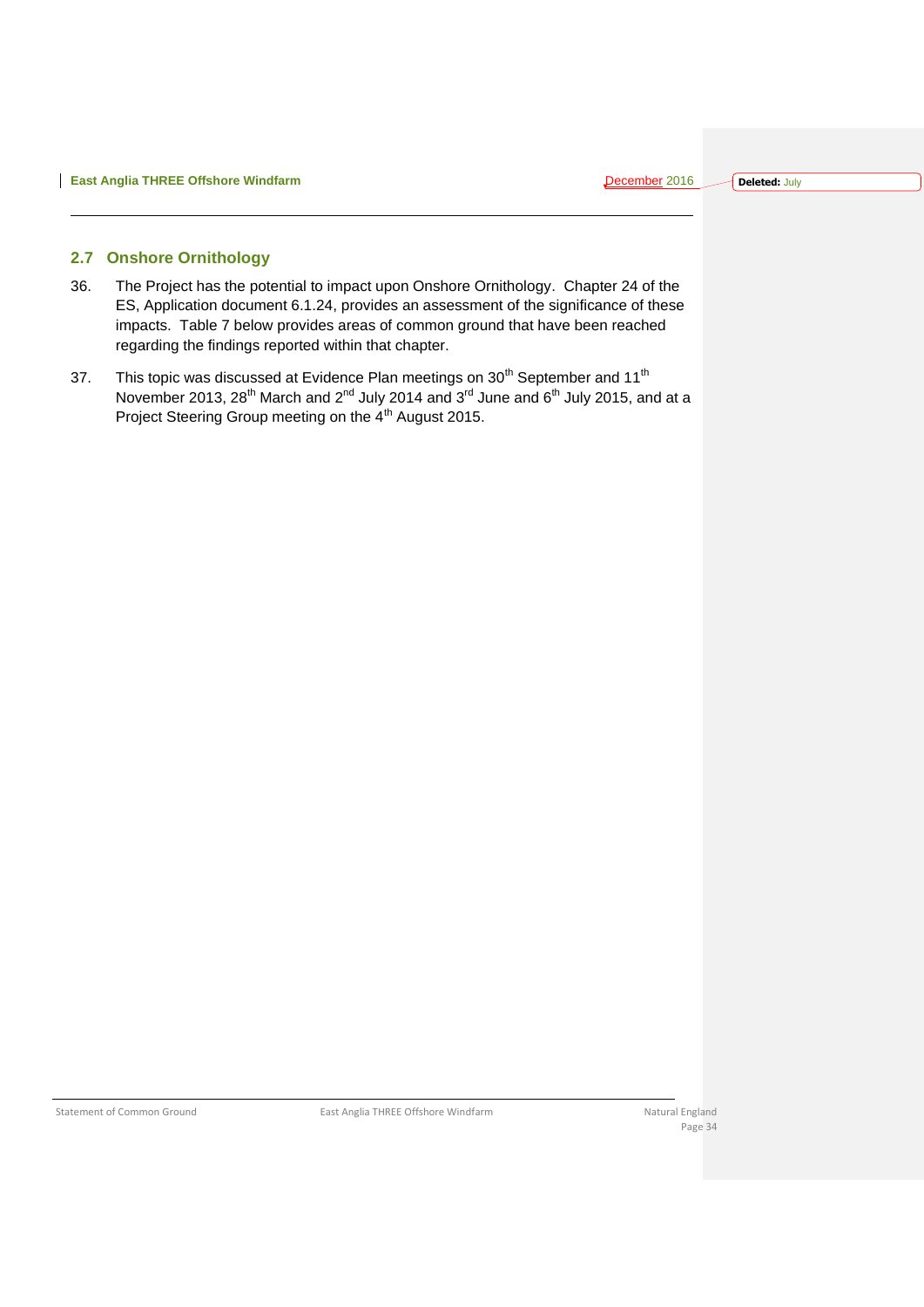## 2.7 Onshore Ornithology

36. The Project has the potential to impact upon Onshore Ornithology. Chapter 24 of the ES, Application document 6.1.24, provides an assessment of the significance of these impacts. Table 7 below provides areas of common ground that have been reached regarding the findings reported within that chapter.

37. This topic was discussed at Evidence Plan meetings on 30th September and 11th November 2013, 28th March and 2nd July 2014 and 3rd June and 6th July 2015, and at a Project Steering Group meeting on the 4th August 2015.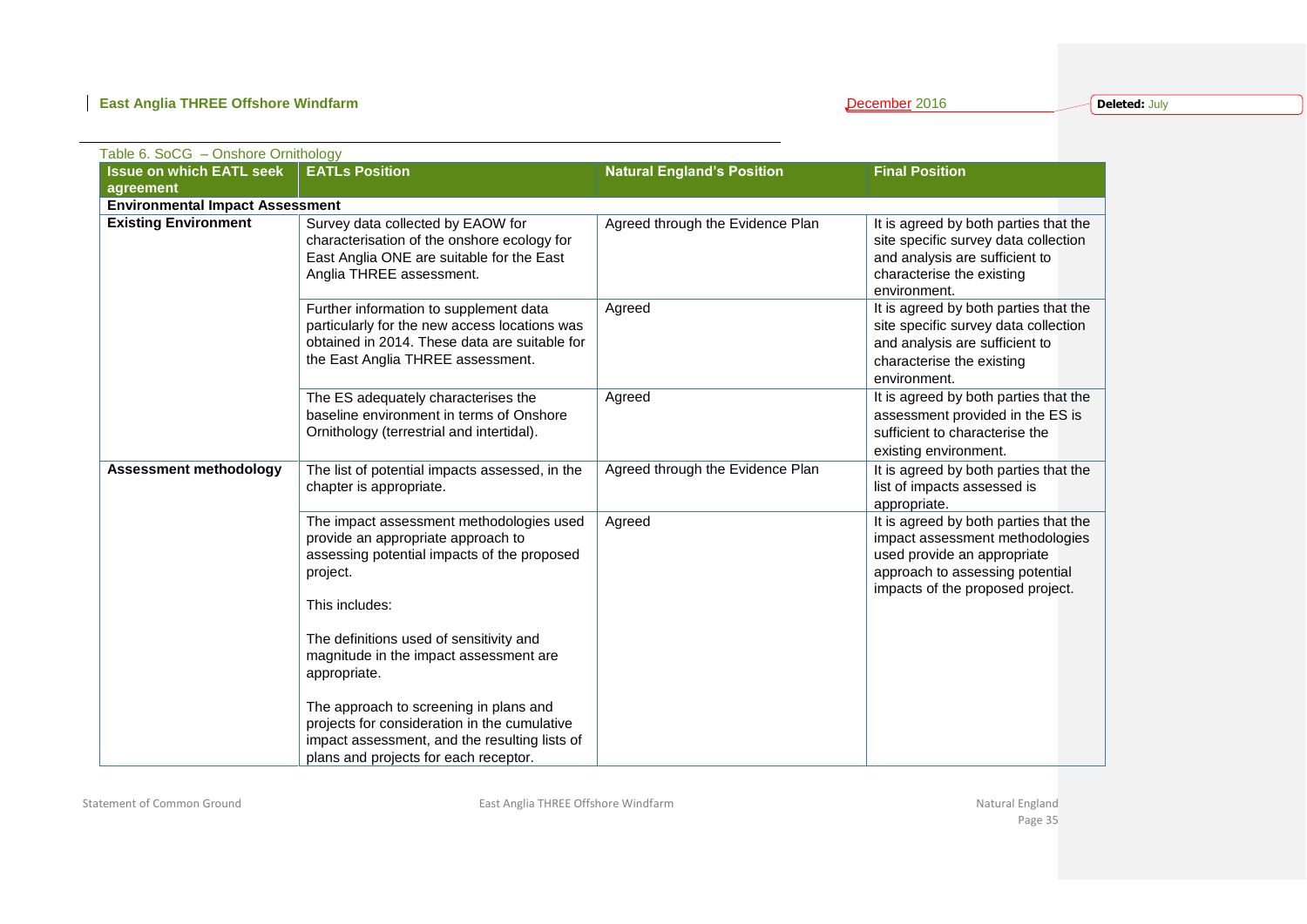Table 6. SoCG – Onshore Ornithology

| Issue on which EATL seek agreement | EATLs Position | Natural England's Position | Final Position |
|---|---|---|---|
| **Environmental Impact Assessment** | | | |
| **Existing Environment** | Survey data collected by EAOW for characterisation of the onshore ecology for East Anglia ONE are suitable for the East Anglia THREE assessment. | Agreed through the Evidence Plan | It is agreed by both parties that the site specific survey data collection and analysis are sufficient to characterise the existing environment. |
| | Further information to supplement data particularly for the new access locations was obtained in 2014. These data are suitable for the East Anglia THREE assessment. | Agreed | It is agreed by both parties that the site specific survey data collection and analysis are sufficient to characterise the existing environment. |
| | The ES adequately characterises the baseline environment in terms of Onshore Ornithology (terrestrial and intertidal). | Agreed | It is agreed by both parties that the assessment provided in the ES is sufficient to characterise the existing environment. |
| **Assessment methodology** | The list of potential impacts assessed, in the chapter is appropriate. | Agreed through the Evidence Plan | It is agreed by both parties that the list of impacts assessed is appropriate. |
| | The impact assessment methodologies used provide an appropriate approach to assessing potential impacts of the proposed project.<br><br>This includes:<br><br>The definitions used of sensitivity and magnitude in the impact assessment are appropriate.<br><br>The approach to screening in plans and projects for consideration in the cumulative impact assessment, and the resulting lists of plans and projects for each receptor. | Agreed | It is agreed by both parties that the impact assessment methodologies used provide an appropriate approach to assessing potential impacts of the proposed project. |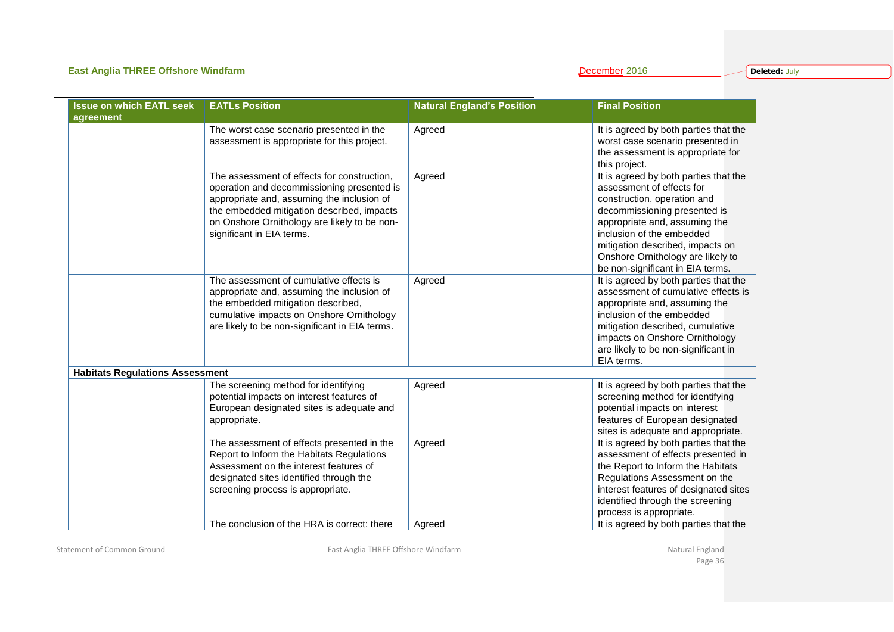| Issue on which EATL seek agreement | EATLs Position | Natural England's Position | Final Position |
|---|---|---|---|
| | The worst case scenario presented in the assessment is appropriate for this project. | Agreed | It is agreed by both parties that the worst case scenario presented in the assessment is appropriate for this project. |
| | The assessment of effects for construction, operation and decommissioning presented is appropriate and, assuming the inclusion of the embedded mitigation described, impacts on Onshore Ornithology are likely to be non-significant in EIA terms. | Agreed | It is agreed by both parties that the assessment of effects for construction, operation and decommissioning presented is appropriate and, assuming the inclusion of the embedded mitigation described, impacts on Onshore Ornithology are likely to be non-significant in EIA terms. |
| | The assessment of cumulative effects is appropriate and, assuming the inclusion of the embedded mitigation described, cumulative impacts on Onshore Ornithology are likely to be non-significant in EIA terms. | Agreed | It is agreed by both parties that the assessment of cumulative effects is appropriate and, assuming the inclusion of the embedded mitigation described, cumulative impacts on Onshore Ornithology are likely to be non-significant in EIA terms. |
| **Habitats Regulations Assessment** | | | |
| | The screening method for identifying potential impacts on interest features of European designated sites is adequate and appropriate. | Agreed | It is agreed by both parties that the screening method for identifying potential impacts on interest features of European designated sites is adequate and appropriate. |
| | The assessment of effects presented in the Report to Inform the Habitats Regulations Assessment on the interest features of designated sites identified through the screening process is appropriate. | Agreed | It is agreed by both parties that the assessment of effects presented in the Report to Inform the Habitats Regulations Assessment on the interest features of designated sites identified through the screening process is appropriate. |
| | The conclusion of the HRA is correct: there | Agreed | It is agreed by both parties that the |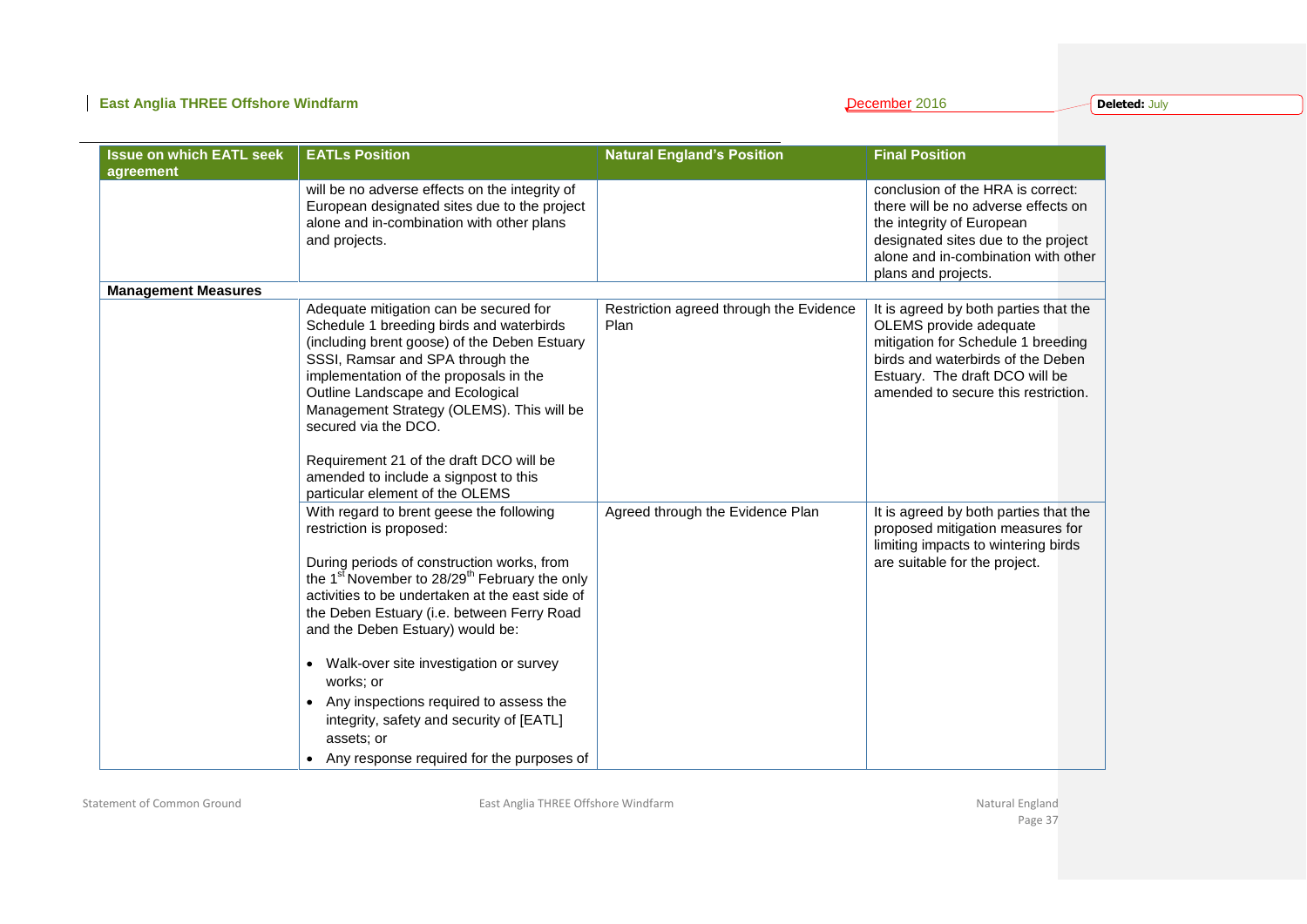| Issue on which EATL seek agreement | EATLs Position | Natural England's Position | Final Position |
|---|---|---|---|
| | will be no adverse effects on the integrity of European designated sites due to the project alone and in-combination with other plans and projects. | | conclusion of the HRA is correct: there will be no adverse effects on the integrity of European designated sites due to the project alone and in-combination with other plans and projects. |
| **Management Measures** | | | |
| | Adequate mitigation can be secured for Schedule 1 breeding birds and waterbirds (including brent goose) of the Deben Estuary SSSI, Ramsar and SPA through the implementation of the proposals in the Outline Landscape and Ecological Management Strategy (OLEMS). This will be secured via the DCO.<br><br>Requirement 21 of the draft DCO will be amended to include a signpost to this particular element of the OLEMS | Restriction agreed through the Evidence Plan | It is agreed by both parties that the OLEMS provide adequate mitigation for Schedule 1 breeding birds and waterbirds of the Deben Estuary. The draft DCO will be amended to secure this restriction. |
| | With regard to brent geese the following restriction is proposed:<br><br>During periods of construction works, from the 1st November to 28/29th February the only activities to be undertaken at the east side of the Deben Estuary (i.e. between Ferry Road and the Deben Estuary) would be:<br><br>• Walk-over site investigation or survey works; or<br>• Any inspections required to assess the integrity, safety and security of [EATL] assets; or<br>• Any response required for the purposes of | Agreed through the Evidence Plan | It is agreed by both parties that the proposed mitigation measures for limiting impacts to wintering birds are suitable for the project. |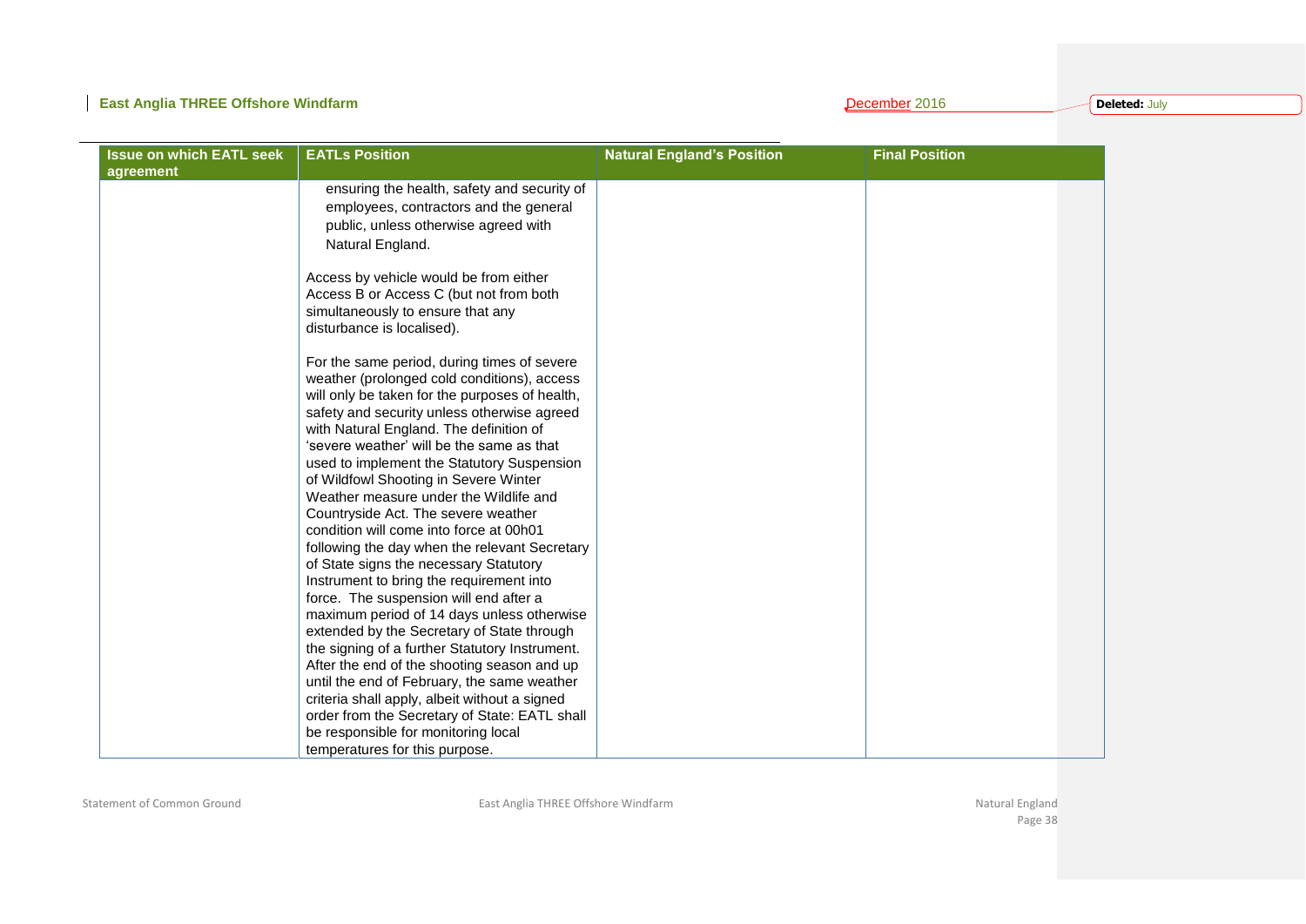| Issue on which EATL seek agreement | EATLs Position | Natural England's Position | Final Position |
| --- | --- | --- | --- |
| | ensuring the health, safety and security of employees, contractors and the general public, unless otherwise agreed with Natural England.<br><br>Access by vehicle would be from either Access B or Access C (but not from both simultaneously to ensure that any disturbance is localised).<br><br>For the same period, during times of severe weather (prolonged cold conditions), access will only be taken for the purposes of health, safety and security unless otherwise agreed with Natural England. The definition of 'severe weather' will be the same as that used to implement the Statutory Suspension of Wildfowl Shooting in Severe Winter Weather measure under the Wildlife and Countryside Act. The severe weather condition will come into force at 00h01 following the day when the relevant Secretary of State signs the necessary Statutory Instrument to bring the requirement into force. The suspension will end after a maximum period of 14 days unless otherwise extended by the Secretary of State through the signing of a further Statutory Instrument. After the end of the shooting season and up until the end of February, the same weather criteria shall apply, albeit without a signed order from the Secretary of State: EATL shall be responsible for monitoring local temperatures for this purpose. | | |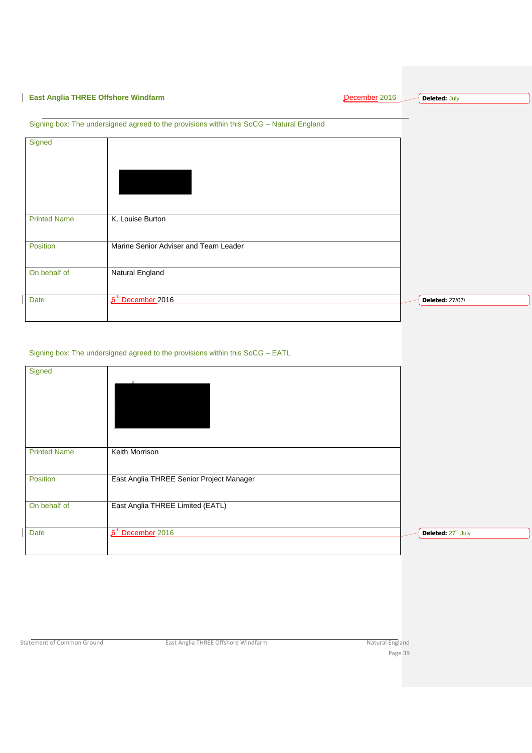Signing box: The undersigned agreed to the provisions within this SoCG – Natural England

| Signed | |
|---|---|
| Printed Name | K. Louise Burton |
| Position | Marine Senior Adviser and Team Leader |
| On behalf of | Natural England |
| Date | 6th December 2016 |

Signing box: The undersigned agreed to the provisions within this SoCG – EATL

| Signed | |
|---|---|
| Printed Name | Keith Morrison |
| Position | East Anglia THREE Senior Project Manager |
| On behalf of | East Anglia THREE Limited (EATL) |
| Date | 6th December 2016 |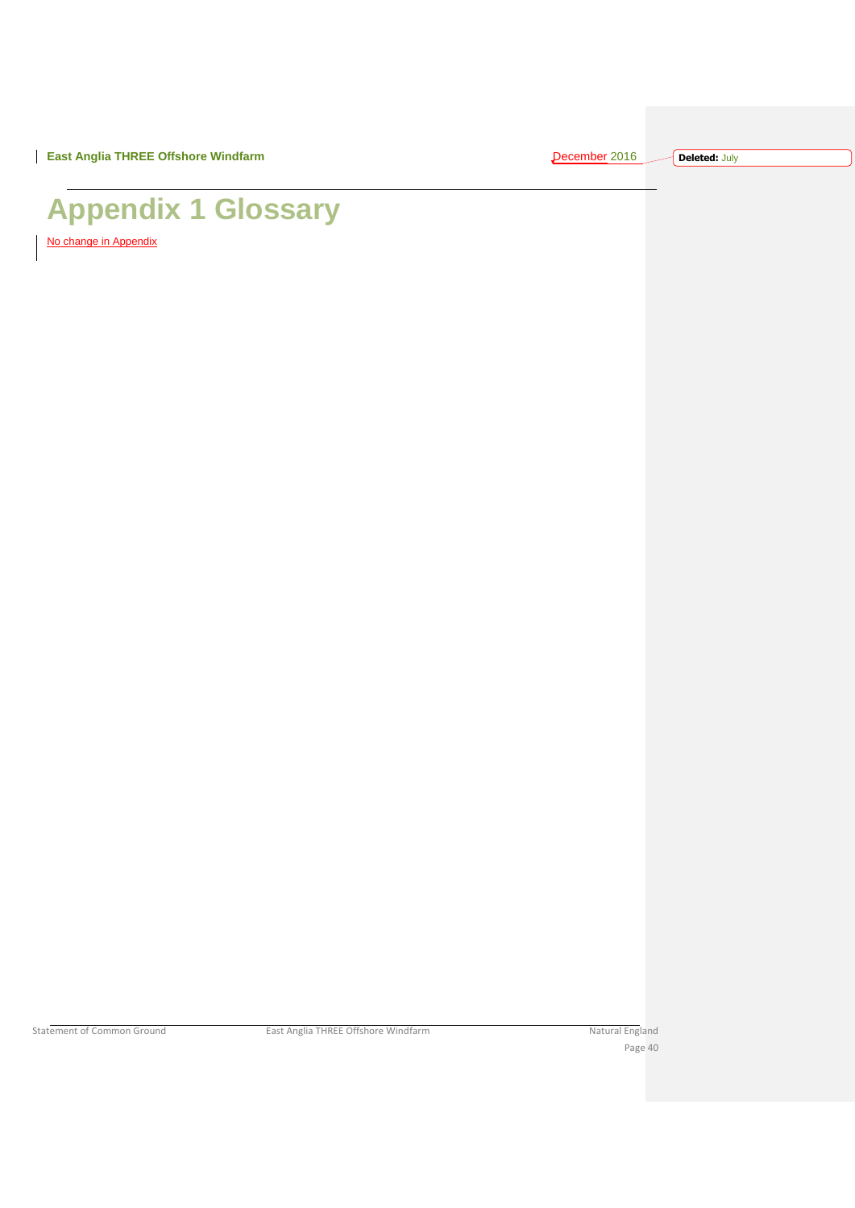# Appendix 1 Glossary

No change in Appendix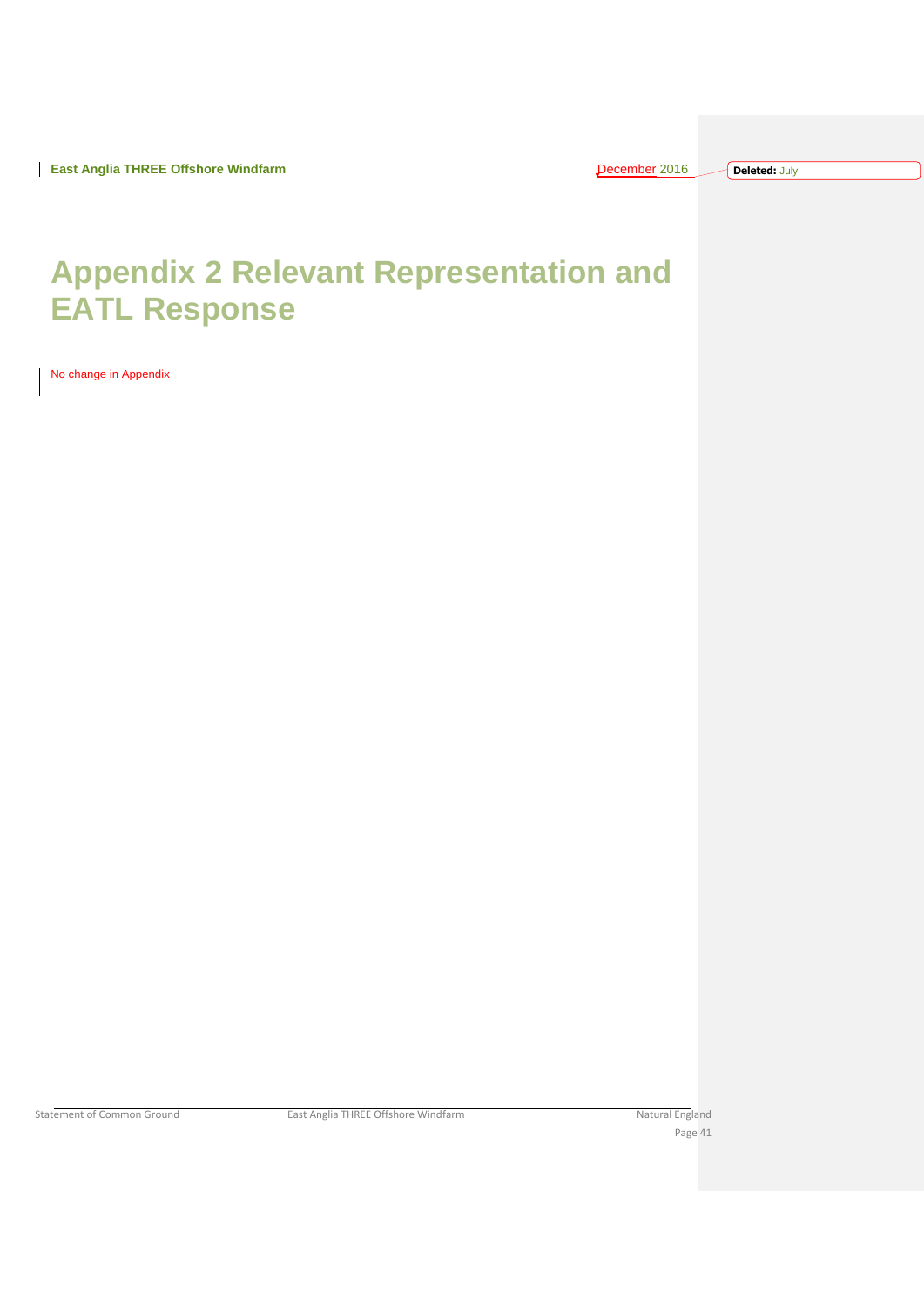# Appendix 2 Relevant Representation and EATL Response

No change in Appendix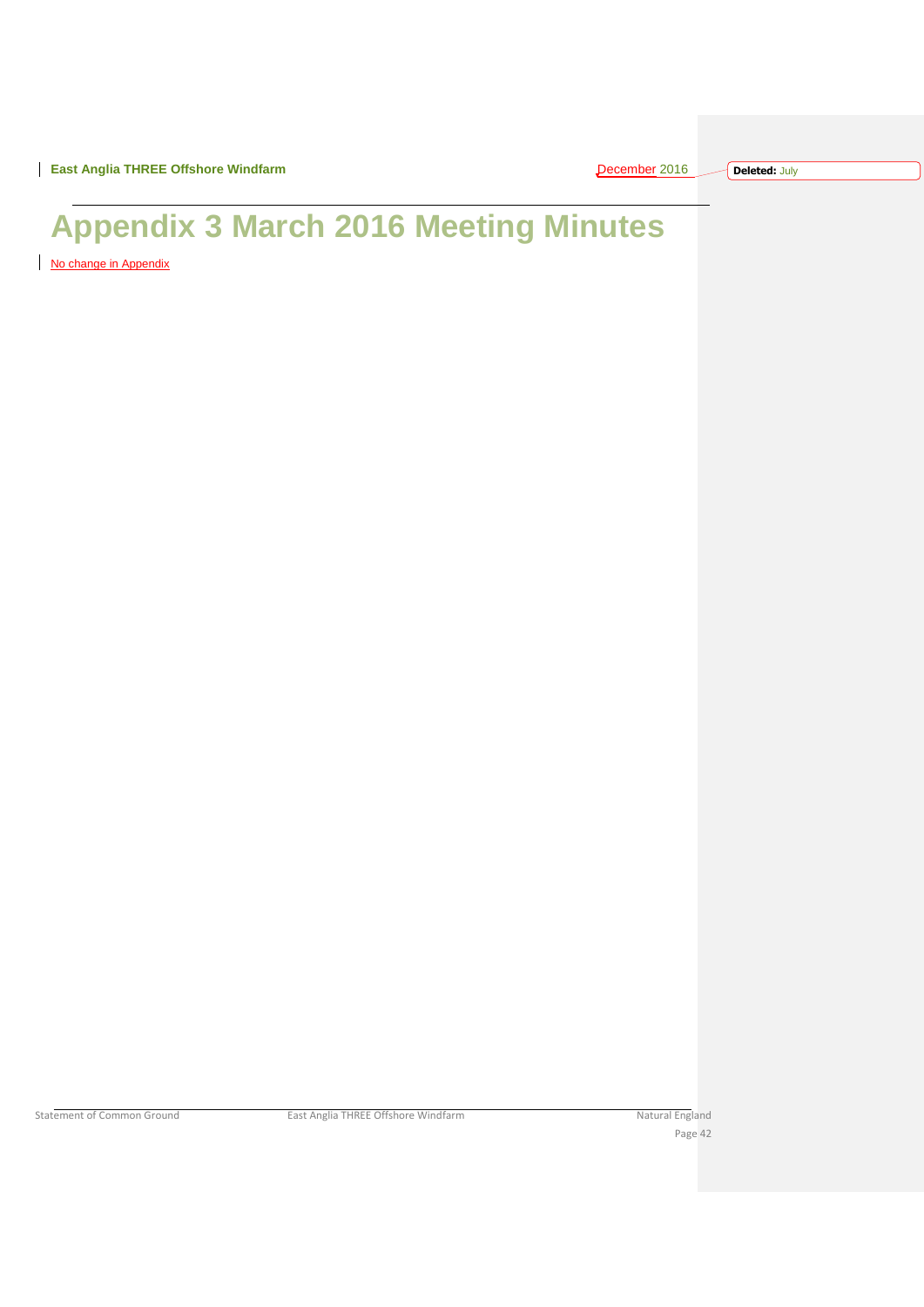# Appendix 3 March 2016 Meeting Minutes

No change in Appendix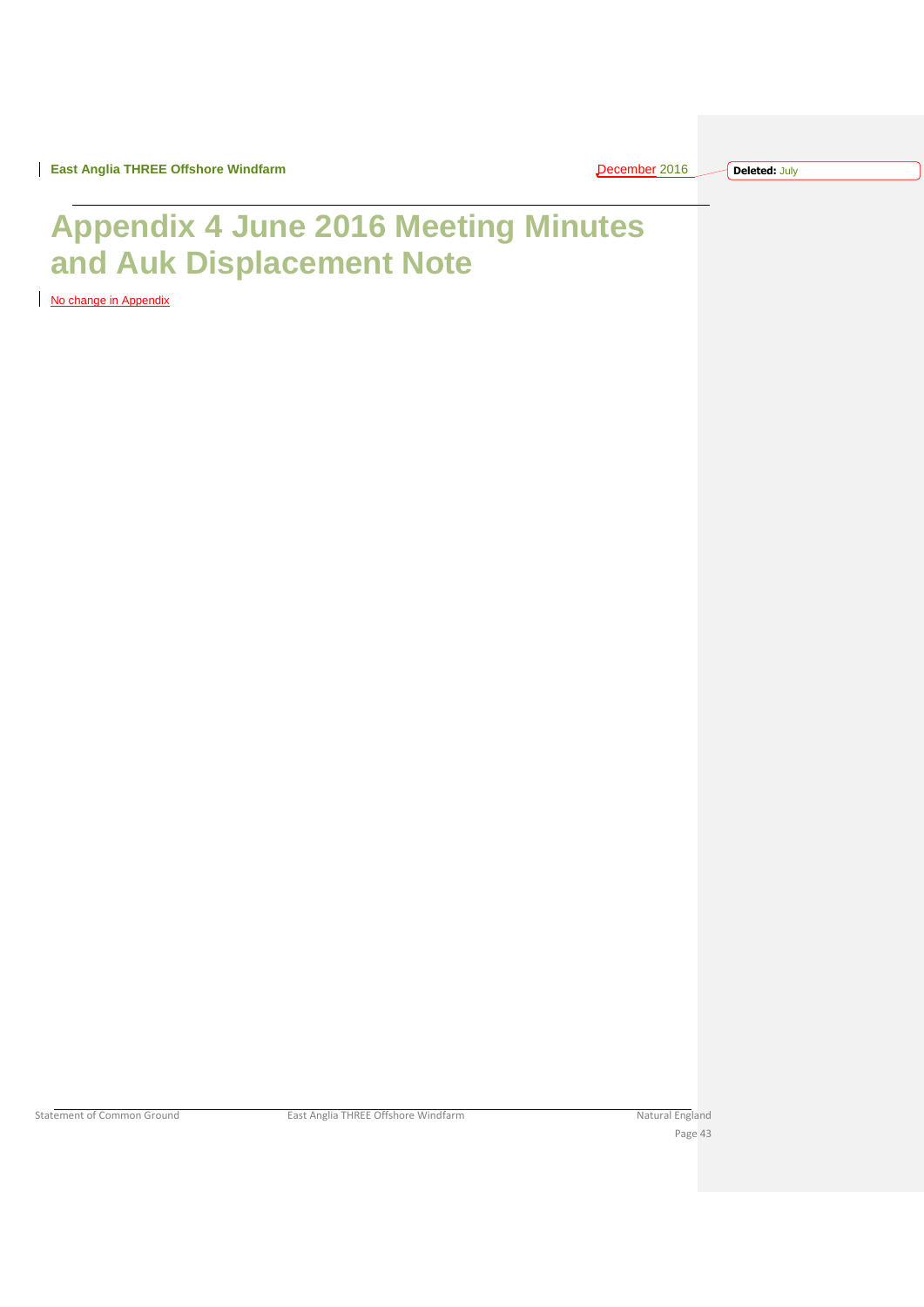# Appendix 4 June 2016 Meeting Minutes and Auk Displacement Note

No change in Appendix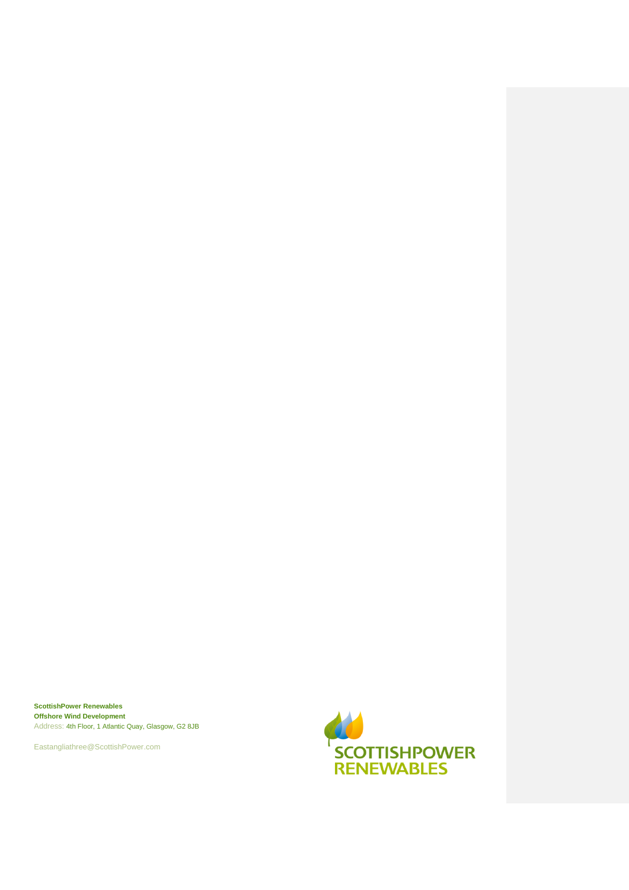**ScottishPower Renewables**
**Offshore Wind Development**
Address: 4th Floor, 1 Atlantic Quay, Glasgow, G2 8JB

Eastangliathree@ScottishPower.com

SCOTTISHPOWER
RENEWABLES